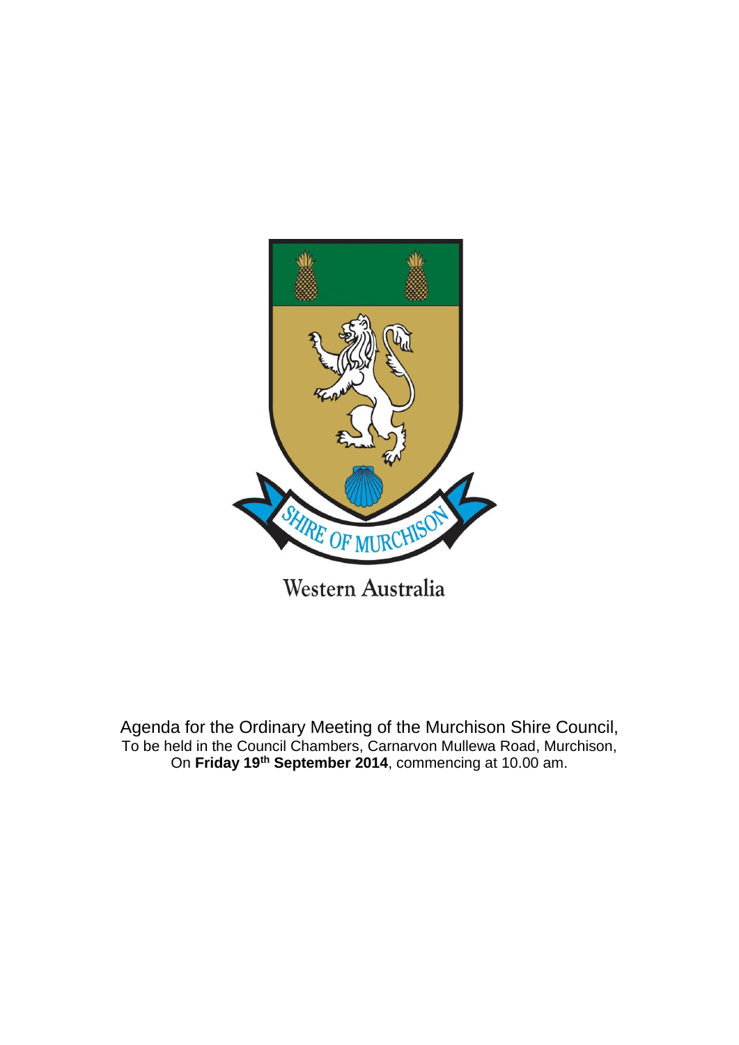SHIRE OF MURCHISON

Western Australia

Agenda for the Ordinary Meeting of the Murchison Shire Council,
To be held in the Council Chambers, Carnarvon Mullewa Road, Murchison,
On **Friday 19th September 2014**, commencing at 10.00 am.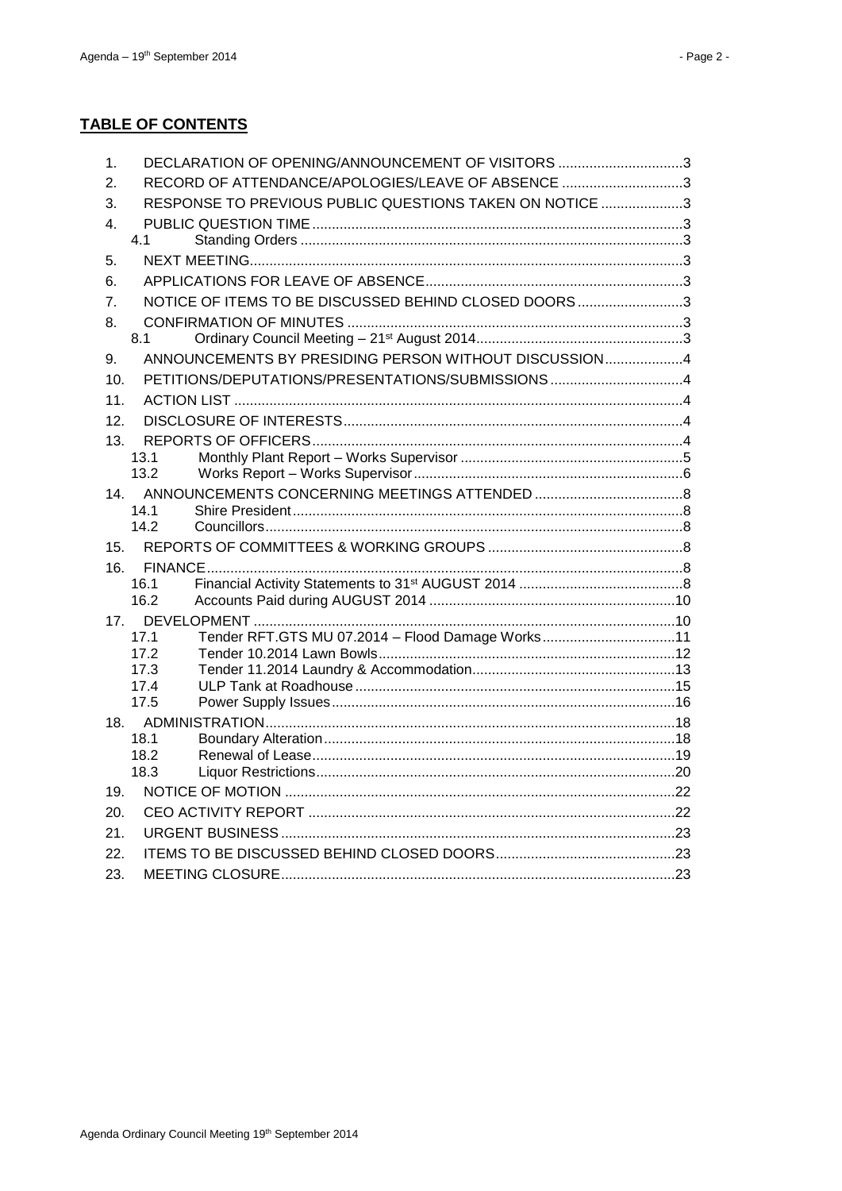## TABLE OF CONTENTS

1. DECLARATION OF OPENING/ANNOUNCEMENT OF VISITORS ................................3
2. RECORD OF ATTENDANCE/APOLOGIES/LEAVE OF ABSENCE ...............................3
3. RESPONSE TO PREVIOUS PUBLIC QUESTIONS TAKEN ON NOTICE .....................3
4. PUBLIC QUESTION TIME ..............................................................................................3
   - 4.1 Standing Orders ..................................................................................................3
5. NEXT MEETING..............................................................................................................3
6. APPLICATIONS FOR LEAVE OF ABSENCE..................................................................3
7. NOTICE OF ITEMS TO BE DISCUSSED BEHIND CLOSED DOORS ...........................3
8. CONFIRMATION OF MINUTES .....................................................................................3
   - 8.1 Ordinary Council Meeting – 21st August 2014.....................................................3
9. ANNOUNCEMENTS BY PRESIDING PERSON WITHOUT DISCUSSION....................4
10. PETITIONS/DEPUTATIONS/PRESENTATIONS/SUBMISSIONS ..................................4
11. ACTION LIST ..................................................................................................................4
12. DISCLOSURE OF INTERESTS......................................................................................4
13. REPORTS OF OFFICERS..............................................................................................4
    - 13.1 Monthly Plant Report – Works Supervisor .........................................................5
    - 13.2 Works Report – Works Supervisor.....................................................................6
14. ANNOUNCEMENTS CONCERNING MEETINGS ATTENDED ......................................8
    - 14.1 Shire President...................................................................................................8
    - 14.2 Councillors..........................................................................................................8
15. REPORTS OF COMMITTEES & WORKING GROUPS ..................................................8
16. FINANCE.........................................................................................................................8
    - 16.1 Financial Activity Statements to 31st AUGUST 2014 ..........................................8
    - 16.2 Accounts Paid during AUGUST 2014 ...............................................................10
17. DEVELOPMENT ...........................................................................................................10
    - 17.1 Tender RFT.GTS MU 07.2014 – Flood Damage Works..................................11
    - 17.2 Tender 10.2014 Lawn Bowls............................................................................12
    - 17.3 Tender 11.2014 Laundry & Accommodation....................................................13
    - 17.4 ULP Tank at Roadhouse .................................................................................15
    - 17.5 Power Supply Issues.......................................................................................16
18. ADMINISTRATION........................................................................................................18
    - 18.1 Boundary Alteration..........................................................................................18
    - 18.2 Renewal of Lease.............................................................................................19
    - 18.3 Liquor Restrictions............................................................................................20
19. NOTICE OF MOTION ...................................................................................................22
20. CEO ACTIVITY REPORT .............................................................................................22
21. URGENT BUSINESS ....................................................................................................23
22. ITEMS TO BE DISCUSSED BEHIND CLOSED DOORS..............................................23
23. MEETING CLOSURE....................................................................................................23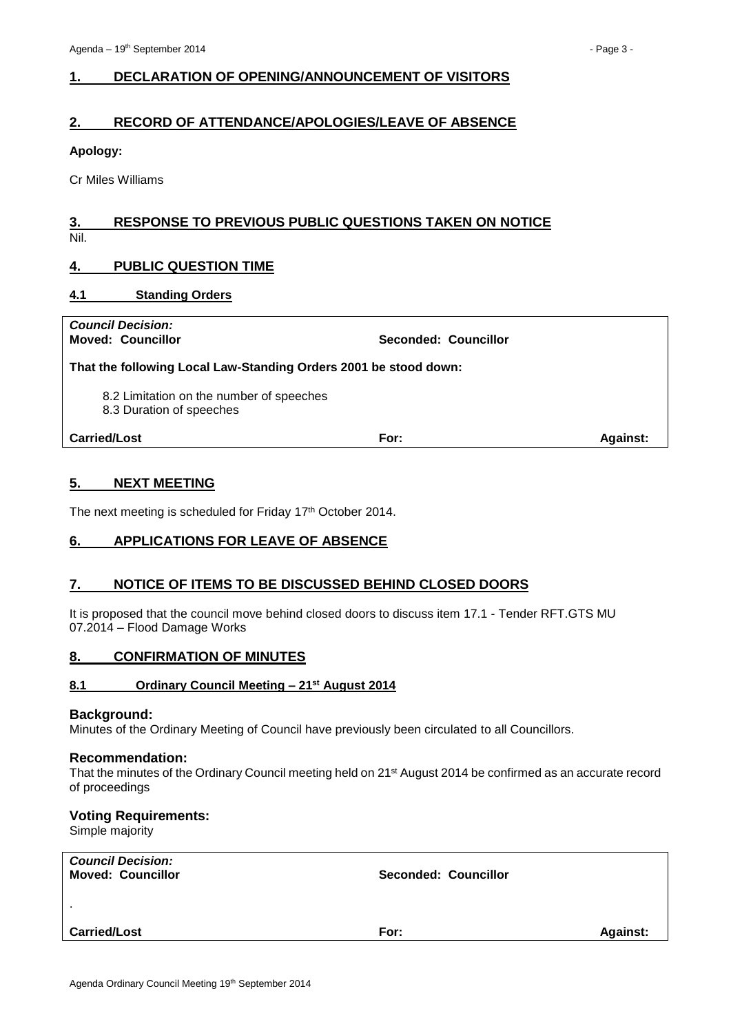## 1. DECLARATION OF OPENING/ANNOUNCEMENT OF VISITORS

## 2. RECORD OF ATTENDANCE/APOLOGIES/LEAVE OF ABSENCE

**Apology:**

Cr Miles Williams

## 3. RESPONSE TO PREVIOUS PUBLIC QUESTIONS TAKEN ON NOTICE

Nil.

## 4. PUBLIC QUESTION TIME

### 4.1 Standing Orders

| *Council Decision:* | | |
|---|---|---|
| **Moved: Councillor** | **Seconded: Councillor** | |
| **That the following Local Law-Standing Orders 2001 be stood down:**<br><br>8.2 Limitation on the number of speeches<br>8.3 Duration of speeches | | |
| **Carried/Lost** | **For:** | **Against:** |

## 5. NEXT MEETING

The next meeting is scheduled for Friday 17th October 2014.

## 6. APPLICATIONS FOR LEAVE OF ABSENCE

## 7. NOTICE OF ITEMS TO BE DISCUSSED BEHIND CLOSED DOORS

It is proposed that the council move behind closed doors to discuss item 17.1 - Tender RFT.GTS MU 07.2014 – Flood Damage Works

## 8. CONFIRMATION OF MINUTES

### 8.1 Ordinary Council Meeting – 21st August 2014

**Background:**

Minutes of the Ordinary Meeting of Council have previously been circulated to all Councillors.

**Recommendation:**

That the minutes of the Ordinary Council meeting held on 21st August 2014 be confirmed as an accurate record of proceedings

**Voting Requirements:**

Simple majority

| *Council Decision:* | | |
|---|---|---|
| **Moved: Councillor** | **Seconded: Councillor** | |
| . | | |
| **Carried/Lost** | **For:** | **Against:** |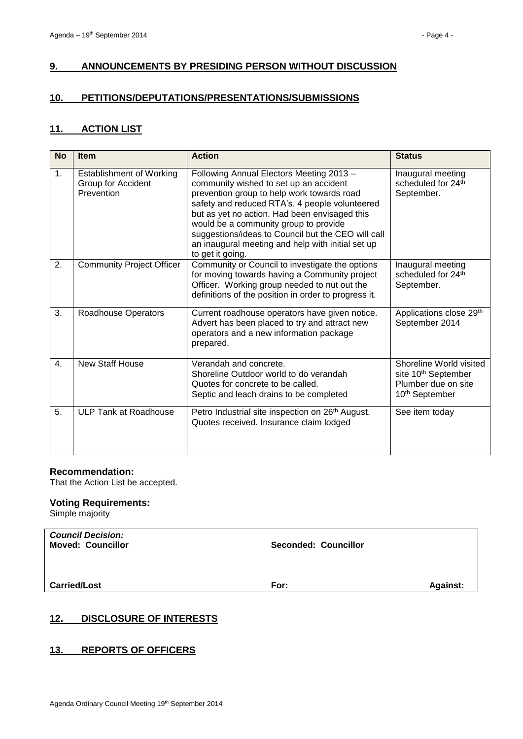## 9. ANNOUNCEMENTS BY PRESIDING PERSON WITHOUT DISCUSSION

## 10. PETITIONS/DEPUTATIONS/PRESENTATIONS/SUBMISSIONS

## 11. ACTION LIST

| No | Item | Action | Status |
|---|---|---|---|
| 1. | Establishment of Working Group for Accident Prevention | Following Annual Electors Meeting 2013 – community wished to set up an accident prevention group to help work towards road safety and reduced RTA's. 4 people volunteered but as yet no action. Had been envisaged this would be a community group to provide suggestions/ideas to Council but the CEO will call an inaugural meeting and help with initial set up to get it going. | Inaugural meeting scheduled for 24th September. |
| 2. | Community Project Officer | Community or Council to investigate the options for moving towards having a Community project Officer. Working group needed to nut out the definitions of the position in order to progress it. | Inaugural meeting scheduled for 24th September. |
| 3. | Roadhouse Operators | Current roadhouse operators have given notice. Advert has been placed to try and attract new operators and a new information package prepared. | Applications close 29th September 2014 |
| 4. | New Staff House | Verandah and concrete.<br>Shoreline Outdoor world to do verandah<br>Quotes for concrete to be called.<br>Septic and leach drains to be completed | Shoreline World visited site 10th September<br>Plumber due on site 10th September |
| 5. | ULP Tank at Roadhouse | Petro Industrial site inspection on 26th August. Quotes received. Insurance claim lodged | See item today |

**Recommendation:**
That the Action List be accepted.

**Voting Requirements:**
Simple majority

| ***Council Decision:***<br>**Moved: Councillor** | **Seconded: Councillor** | |
|---|---|---|
| **Carried/Lost** | **For:** | **Against:** |

## 12. DISCLOSURE OF INTERESTS

## 13. REPORTS OF OFFICERS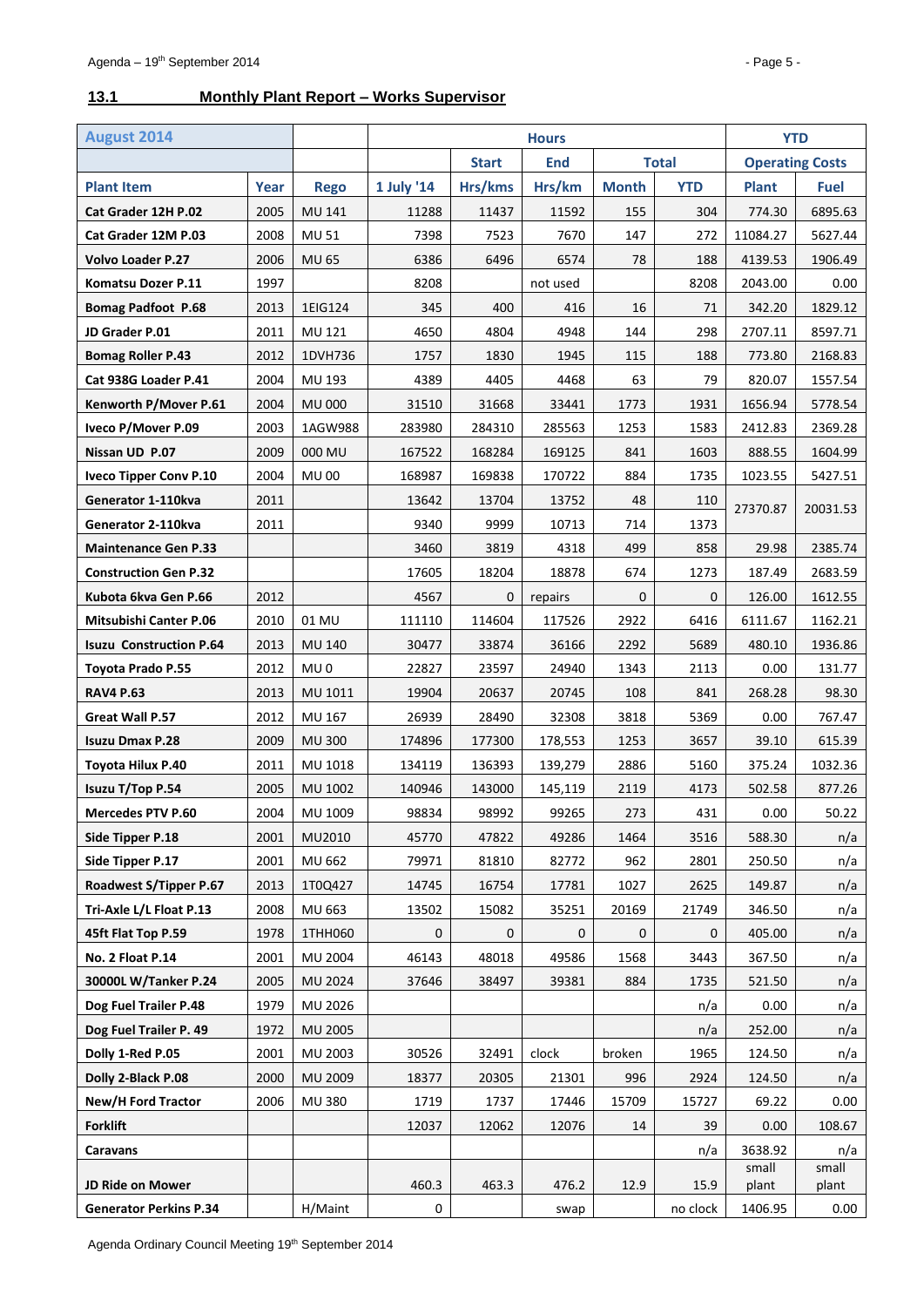## 13.1 Monthly Plant Report – Works Supervisor

| August 2014 | | | Hours | | | | | YTD | |
|---|---|---|---|---|---|---|---|---|---|
| | | | | Start | End | Total | | Operating Costs | |
| Plant Item | Year | Rego | 1 July '14 | Hrs/kms | Hrs/km | Month | YTD | Plant | Fuel |
| Cat Grader 12H P.02 | 2005 | MU 141 | 11288 | 11437 | 11592 | 155 | 304 | 774.30 | 6895.63 |
| Cat Grader 12M P.03 | 2008 | MU 51 | 7398 | 7523 | 7670 | 147 | 272 | 11084.27 | 5627.44 |
| Volvo Loader P.27 | 2006 | MU 65 | 6386 | 6496 | 6574 | 78 | 188 | 4139.53 | 1906.49 |
| Komatsu Dozer P.11 | 1997 | | 8208 | | not used | | 8208 | 2043.00 | 0.00 |
| Bomag Padfoot P.68 | 2013 | 1EIG124 | 345 | 400 | 416 | 16 | 71 | 342.20 | 1829.12 |
| JD Grader P.01 | 2011 | MU 121 | 4650 | 4804 | 4948 | 144 | 298 | 2707.11 | 8597.71 |
| Bomag Roller P.43 | 2012 | 1DVH736 | 1757 | 1830 | 1945 | 115 | 188 | 773.80 | 2168.83 |
| Cat 938G Loader P.41 | 2004 | MU 193 | 4389 | 4405 | 4468 | 63 | 79 | 820.07 | 1557.54 |
| Kenworth P/Mover P.61 | 2004 | MU 000 | 31510 | 31668 | 33441 | 1773 | 1931 | 1656.94 | 5778.54 |
| Iveco P/Mover P.09 | 2003 | 1AGW988 | 283980 | 284310 | 285563 | 1253 | 1583 | 2412.83 | 2369.28 |
| Nissan UD P.07 | 2009 | 000 MU | 167522 | 168284 | 169125 | 841 | 1603 | 888.55 | 1604.99 |
| Iveco Tipper Conv P.10 | 2004 | MU 00 | 168987 | 169838 | 170722 | 884 | 1735 | 1023.55 | 5427.51 |
| Generator 1-110kva | 2011 | | 13642 | 13704 | 13752 | 48 | 110 | 27370.87 | 20031.53 |
| Generator 2-110kva | 2011 | | 9340 | 9999 | 10713 | 714 | 1373 | | |
| Maintenance Gen P.33 | | | 3460 | 3819 | 4318 | 499 | 858 | 29.98 | 2385.74 |
| Construction Gen P.32 | | | 17605 | 18204 | 18878 | 674 | 1273 | 187.49 | 2683.59 |
| Kubota 6kva Gen P.66 | 2012 | | 4567 | 0 | repairs | 0 | 0 | 126.00 | 1612.55 |
| Mitsubishi Canter P.06 | 2010 | 01 MU | 111110 | 114604 | 117526 | 2922 | 6416 | 6111.67 | 1162.21 |
| Isuzu Construction P.64 | 2013 | MU 140 | 30477 | 33874 | 36166 | 2292 | 5689 | 480.10 | 1936.86 |
| Toyota Prado P.55 | 2012 | MU 0 | 22827 | 23597 | 24940 | 1343 | 2113 | 0.00 | 131.77 |
| RAV4 P.63 | 2013 | MU 1011 | 19904 | 20637 | 20745 | 108 | 841 | 268.28 | 98.30 |
| Great Wall P.57 | 2012 | MU 167 | 26939 | 28490 | 32308 | 3818 | 5369 | 0.00 | 767.47 |
| Isuzu Dmax P.28 | 2009 | MU 300 | 174896 | 177300 | 178,553 | 1253 | 3657 | 39.10 | 615.39 |
| Toyota Hilux P.40 | 2011 | MU 1018 | 134119 | 136393 | 139,279 | 2886 | 5160 | 375.24 | 1032.36 |
| Isuzu T/Top P.54 | 2005 | MU 1002 | 140946 | 143000 | 145,119 | 2119 | 4173 | 502.58 | 877.26 |
| Mercedes PTV P.60 | 2004 | MU 1009 | 98834 | 98992 | 99265 | 273 | 431 | 0.00 | 50.22 |
| Side Tipper P.18 | 2001 | MU2010 | 45770 | 47822 | 49286 | 1464 | 3516 | 588.30 | n/a |
| Side Tipper P.17 | 2001 | MU 662 | 79971 | 81810 | 82772 | 962 | 2801 | 250.50 | n/a |
| Roadwest S/Tipper P.67 | 2013 | 1T0Q427 | 14745 | 16754 | 17781 | 1027 | 2625 | 149.87 | n/a |
| Tri-Axle L/L Float P.13 | 2008 | MU 663 | 13502 | 15082 | 35251 | 20169 | 21749 | 346.50 | n/a |
| 45ft Flat Top P.59 | 1978 | 1THH060 | 0 | 0 | 0 | 0 | 0 | 405.00 | n/a |
| No. 2 Float P.14 | 2001 | MU 2004 | 46143 | 48018 | 49586 | 1568 | 3443 | 367.50 | n/a |
| 30000L W/Tanker P.24 | 2005 | MU 2024 | 37646 | 38497 | 39381 | 884 | 1735 | 521.50 | n/a |
| Dog Fuel Trailer P.48 | 1979 | MU 2026 | | | | | n/a | 0.00 | n/a |
| Dog Fuel Trailer P. 49 | 1972 | MU 2005 | | | | | n/a | 252.00 | n/a |
| Dolly 1-Red P.05 | 2001 | MU 2003 | 30526 | 32491 | clock | broken | 1965 | 124.50 | n/a |
| Dolly 2-Black P.08 | 2000 | MU 2009 | 18377 | 20305 | 21301 | 996 | 2924 | 124.50 | n/a |
| New/H Ford Tractor | 2006 | MU 380 | 1719 | 1737 | 17446 | 15709 | 15727 | 69.22 | 0.00 |
| Forklift | | | 12037 | 12062 | 12076 | 14 | 39 | 0.00 | 108.67 |
| Caravans | | | | | | | n/a | 3638.92 | n/a |
| JD Ride on Mower | | | 460.3 | 463.3 | 476.2 | 12.9 | 15.9 | small plant | small plant |
| Generator Perkins P.34 | | H/Maint | 0 | | swap | | no clock | 1406.95 | 0.00 |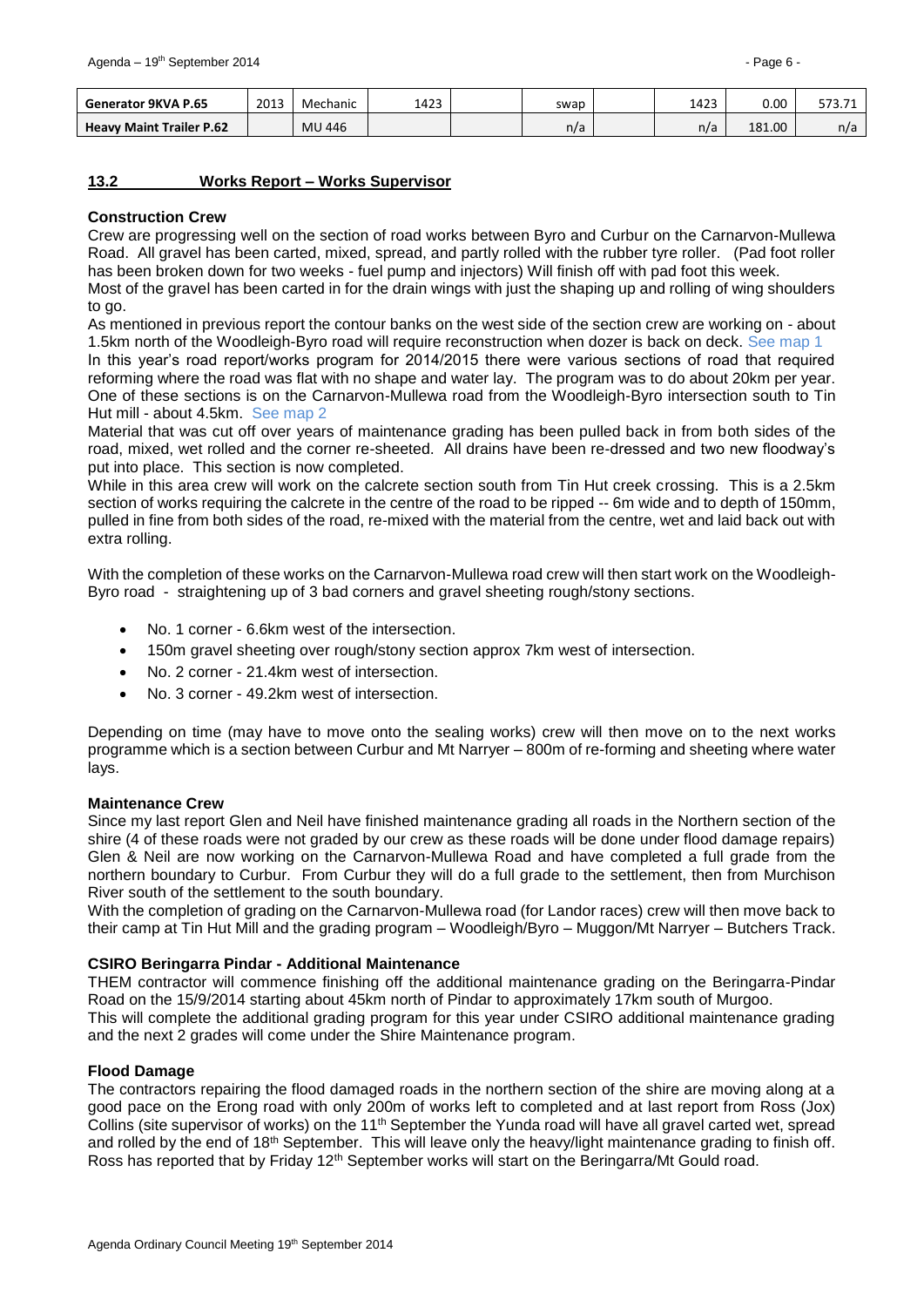| Generator 9KVA P.65 | 2013 | Mechanic | 1423 | | swap | | 1423 | 0.00 | 573.71 |
|---|---|---|---|---|---|---|---|---|---|
| Heavy Maint Trailer P.62 | | MU 446 | | | n/a | | n/a | 181.00 | n/a |

## 13.2 Works Report – Works Supervisor

**Construction Crew**

Crew are progressing well on the section of road works between Byro and Curbur on the Carnarvon-Mullewa Road. All gravel has been carted, mixed, spread, and partly rolled with the rubber tyre roller. (Pad foot roller has been broken down for two weeks - fuel pump and injectors) Will finish off with pad foot this week.

Most of the gravel has been carted in for the drain wings with just the shaping up and rolling of wing shoulders to go.

As mentioned in previous report the contour banks on the west side of the section crew are working on - about 1.5km north of the Woodleigh-Byro road will require reconstruction when dozer is back on deck. See map 1

In this year's road report/works program for 2014/2015 there were various sections of road that required reforming where the road was flat with no shape and water lay. The program was to do about 20km per year. One of these sections is on the Carnarvon-Mullewa road from the Woodleigh-Byro intersection south to Tin Hut mill - about 4.5km. See map 2

Material that was cut off over years of maintenance grading has been pulled back in from both sides of the road, mixed, wet rolled and the corner re-sheeted. All drains have been re-dressed and two new floodway's put into place. This section is now completed.

While in this area crew will work on the calcrete section south from Tin Hut creek crossing. This is a 2.5km section of works requiring the calcrete in the centre of the road to be ripped -- 6m wide and to depth of 150mm, pulled in fine from both sides of the road, re-mixed with the material from the centre, wet and laid back out with extra rolling.

With the completion of these works on the Carnarvon-Mullewa road crew will then start work on the Woodleigh-Byro road - straightening up of 3 bad corners and gravel sheeting rough/stony sections.

- No. 1 corner - 6.6km west of the intersection.
- 150m gravel sheeting over rough/stony section approx 7km west of intersection.
- No. 2 corner - 21.4km west of intersection.
- No. 3 corner - 49.2km west of intersection.

Depending on time (may have to move onto the sealing works) crew will then move on to the next works programme which is a section between Curbur and Mt Narryer – 800m of re-forming and sheeting where water lays.

**Maintenance Crew**

Since my last report Glen and Neil have finished maintenance grading all roads in the Northern section of the shire (4 of these roads were not graded by our crew as these roads will be done under flood damage repairs) Glen & Neil are now working on the Carnarvon-Mullewa Road and have completed a full grade from the northern boundary to Curbur. From Curbur they will do a full grade to the settlement, then from Murchison River south of the settlement to the south boundary.

With the completion of grading on the Carnarvon-Mullewa road (for Landor races) crew will then move back to their camp at Tin Hut Mill and the grading program – Woodleigh/Byro – Muggon/Mt Narryer – Butchers Track.

**CSIRO Beringarra Pindar - Additional Maintenance**

THEM contractor will commence finishing off the additional maintenance grading on the Beringarra-Pindar Road on the 15/9/2014 starting about 45km north of Pindar to approximately 17km south of Murgoo.

This will complete the additional grading program for this year under CSIRO additional maintenance grading and the next 2 grades will come under the Shire Maintenance program.

**Flood Damage**

The contractors repairing the flood damaged roads in the northern section of the shire are moving along at a good pace on the Erong road with only 200m of works left to completed and at last report from Ross (Jox) Collins (site supervisor of works) on the 11th September the Yunda road will have all gravel carted wet, spread and rolled by the end of 18th September. This will leave only the heavy/light maintenance grading to finish off. Ross has reported that by Friday 12th September works will start on the Beringarra/Mt Gould road.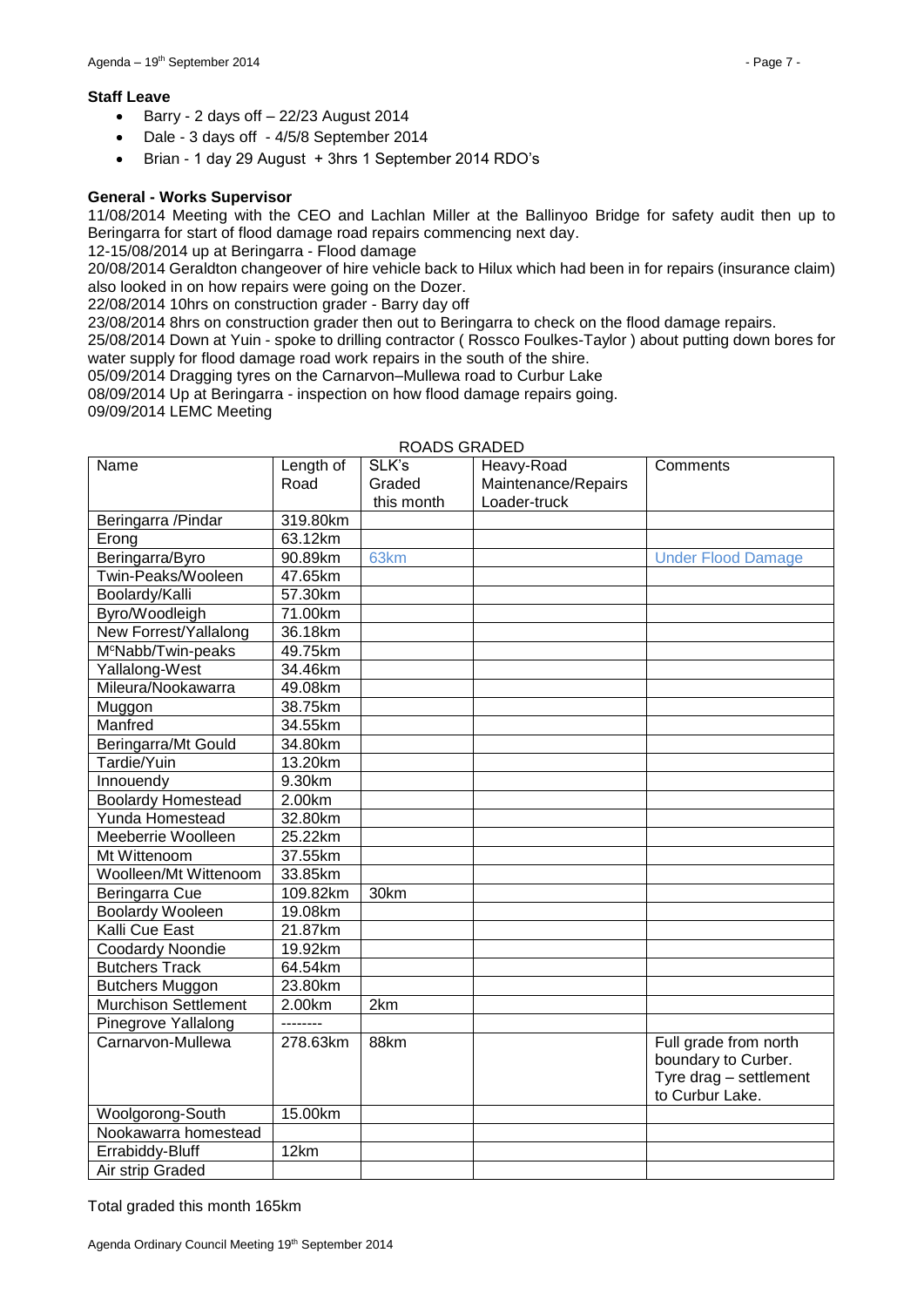**Staff Leave**

- Barry - 2 days off – 22/23 August 2014
- Dale - 3 days off - 4/5/8 September 2014
- Brian - 1 day 29 August + 3hrs 1 September 2014 RDO's

**General - Works Supervisor**

11/08/2014 Meeting with the CEO and Lachlan Miller at the Ballinyoo Bridge for safety audit then up to Beringarra for start of flood damage road repairs commencing next day.
12-15/08/2014 up at Beringarra - Flood damage
20/08/2014 Geraldton changeover of hire vehicle back to Hilux which had been in for repairs (insurance claim) also looked in on how repairs were going on the Dozer.
22/08/2014 10hrs on construction grader - Barry day off
23/08/2014 8hrs on construction grader then out to Beringarra to check on the flood damage repairs.
25/08/2014 Down at Yuin - spoke to drilling contractor ( Rossco Foulkes-Taylor ) about putting down bores for water supply for flood damage road work repairs in the south of the shire.
05/09/2014 Dragging tyres on the Carnarvon–Mullewa road to Curbur Lake
08/09/2014 Up at Beringarra - inspection on how flood damage repairs going.
09/09/2014 LEMC Meeting

ROADS GRADED

| Name | Length of Road | SLK's Graded this month | Heavy-Road Maintenance/Repairs Loader-truck | Comments |
|---|---|---|---|---|
| Beringarra /Pindar | 319.80km | | | |
| Erong | 63.12km | | | |
| Beringarra/Byro | 90.89km | 63km | | Under Flood Damage |
| Twin-Peaks/Wooleen | 47.65km | | | |
| Boolardy/Kalli | 57.30km | | | |
| Byro/Woodleigh | 71.00km | | | |
| New Forrest/Yallalong | 36.18km | | | |
| McNabb/Twin-peaks | 49.75km | | | |
| Yallalong-West | 34.46km | | | |
| Mileura/Nookawarra | 49.08km | | | |
| Muggon | 38.75km | | | |
| Manfred | 34.55km | | | |
| Beringarra/Mt Gould | 34.80km | | | |
| Tardie/Yuin | 13.20km | | | |
| Innouendy | 9.30km | | | |
| Boolardy Homestead | 2.00km | | | |
| Yunda Homestead | 32.80km | | | |
| Meeberrie Woolleen | 25.22km | | | |
| Mt Wittenoom | 37.55km | | | |
| Woolleen/Mt Wittenoom | 33.85km | | | |
| Beringarra Cue | 109.82km | 30km | | |
| Boolardy Wooleen | 19.08km | | | |
| Kalli Cue East | 21.87km | | | |
| Coodardy Noondie | 19.92km | | | |
| Butchers Track | 64.54km | | | |
| Butchers Muggon | 23.80km | | | |
| Murchison Settlement | 2.00km | 2km | | |
| Pinegrove Yallalong | -------- | | | |
| Carnarvon-Mullewa | 278.63km | 88km | | Full grade from north boundary to Curber. Tyre drag – settlement to Curbur Lake. |
| Woolgorong-South | 15.00km | | | |
| Nookawarra homestead | | | | |
| Errabiddy-Bluff | 12km | | | |
| Air strip Graded | | | | |

Total graded this month 165km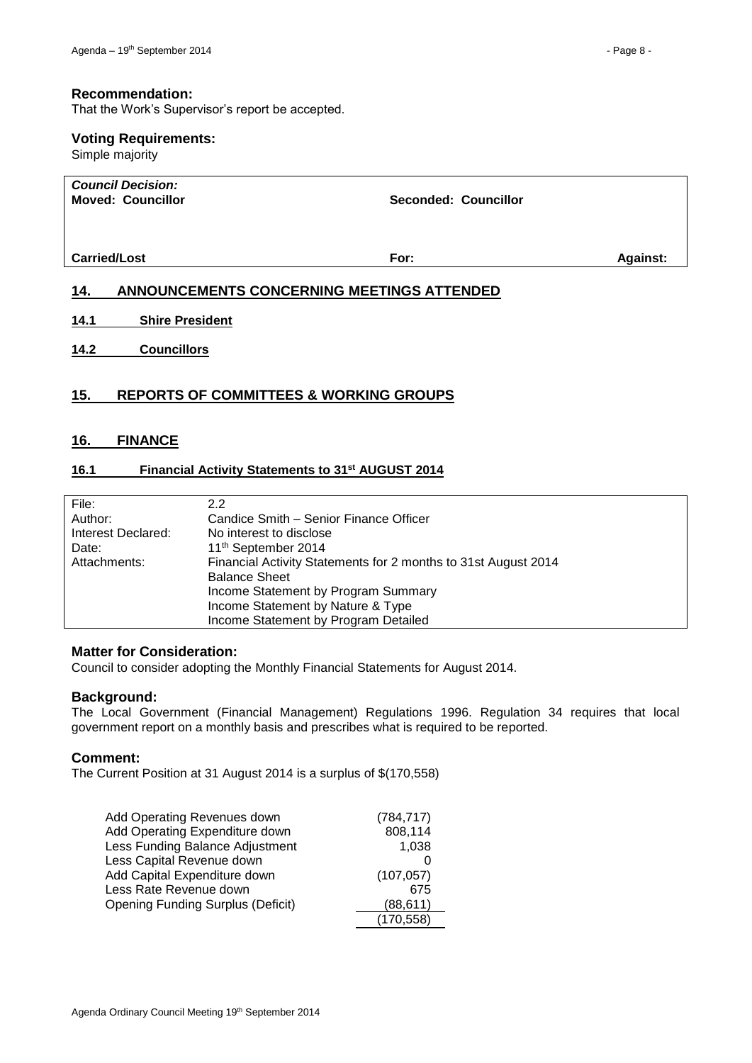**Recommendation:**
That the Work's Supervisor's report be accepted.

**Voting Requirements:**
Simple majority

| *Council Decision:* **Moved: Councillor** | **Seconded: Councillor** | |
|---|---|---|
| **Carried/Lost** | **For:** | **Against:** |

## 14. ANNOUNCEMENTS CONCERNING MEETINGS ATTENDED

### 14.1 Shire President

### 14.2 Councillors

## 15. REPORTS OF COMMITTEES & WORKING GROUPS

## 16. FINANCE

### 16.1 Financial Activity Statements to 31st AUGUST 2014

| | |
|---|---|
| File: | 2.2 |
| Author: | Candice Smith – Senior Finance Officer |
| Interest Declared: | No interest to disclose |
| Date: | 11th September 2014 |
| Attachments: | Financial Activity Statements for 2 months to 31st August 2014<br>Balance Sheet<br>Income Statement by Program Summary<br>Income Statement by Nature & Type<br>Income Statement by Program Detailed |

**Matter for Consideration:**
Council to consider adopting the Monthly Financial Statements for August 2014.

**Background:**
The Local Government (Financial Management) Regulations 1996. Regulation 34 requires that local government report on a monthly basis and prescribes what is required to be reported.

**Comment:**
The Current Position at 31 August 2014 is a surplus of $(170,558)

| | |
|---|---:|
| Add Operating Revenues down | (784,717) |
| Add Operating Expenditure down | 808,114 |
| Less Funding Balance Adjustment | 1,038 |
| Less Capital Revenue down | 0 |
| Add Capital Expenditure down | (107,057) |
| Less Rate Revenue down | 675 |
| Opening Funding Surplus (Deficit) | (88,611) |
| | (170,558) |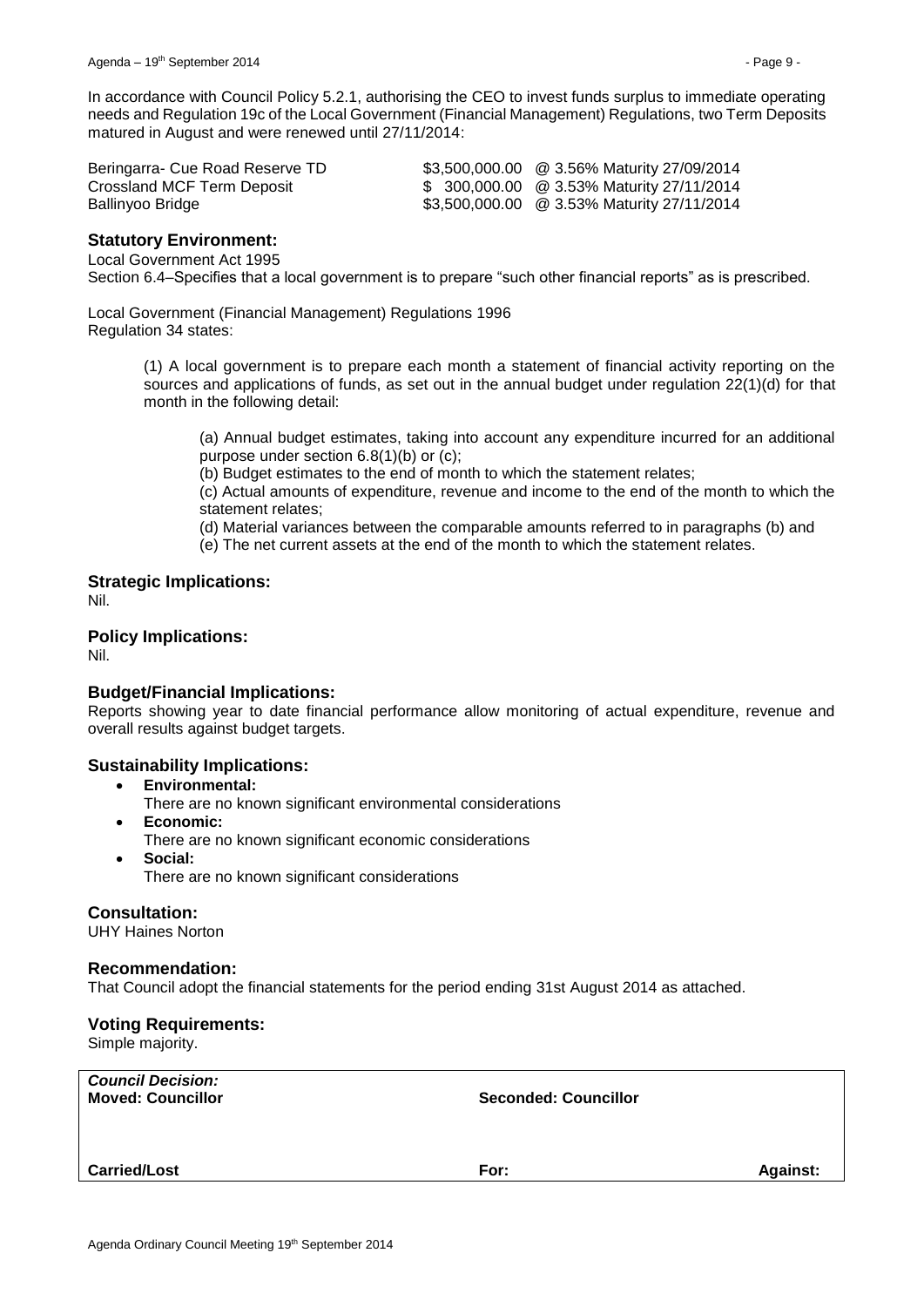In accordance with Council Policy 5.2.1, authorising the CEO to invest funds surplus to immediate operating needs and Regulation 19c of the Local Government (Financial Management) Regulations, two Term Deposits matured in August and were renewed until 27/11/2014:

| | | |
|---|---|---|
| Beringarra- Cue Road Reserve TD | $3,500,000.00 | @ 3.56% Maturity 27/09/2014 |
| Crossland MCF Term Deposit | $ 300,000.00 | @ 3.53% Maturity 27/11/2014 |
| Ballinyoo Bridge | $3,500,000.00 | @ 3.53% Maturity 27/11/2014 |

## Statutory Environment:

Local Government Act 1995
Section 6.4–Specifies that a local government is to prepare "such other financial reports" as is prescribed.

Local Government (Financial Management) Regulations 1996
Regulation 34 states:

> (1) A local government is to prepare each month a statement of financial activity reporting on the sources and applications of funds, as set out in the annual budget under regulation 22(1)(d) for that month in the following detail:
>
> > (a) Annual budget estimates, taking into account any expenditure incurred for an additional purpose under section 6.8(1)(b) or (c);
> > (b) Budget estimates to the end of month to which the statement relates;
> > (c) Actual amounts of expenditure, revenue and income to the end of the month to which the statement relates;
> > (d) Material variances between the comparable amounts referred to in paragraphs (b) and
> > (e) The net current assets at the end of the month to which the statement relates.

## Strategic Implications:

Nil.

## Policy Implications:

Nil.

## Budget/Financial Implications:

Reports showing year to date financial performance allow monitoring of actual expenditure, revenue and overall results against budget targets.

## Sustainability Implications:

- **Environmental:**
  There are no known significant environmental considerations
- **Economic:**
  There are no known significant economic considerations
- **Social:**
  There are no known significant considerations

## Consultation:

UHY Haines Norton

## Recommendation:

That Council adopt the financial statements for the period ending 31st August 2014 as attached.

## Voting Requirements:

Simple majority.

| ***Council Decision:*** | | |
|---|---|---|
| **Moved: Councillor** | **Seconded: Councillor** | |
| **Carried/Lost** | **For:** | **Against:** |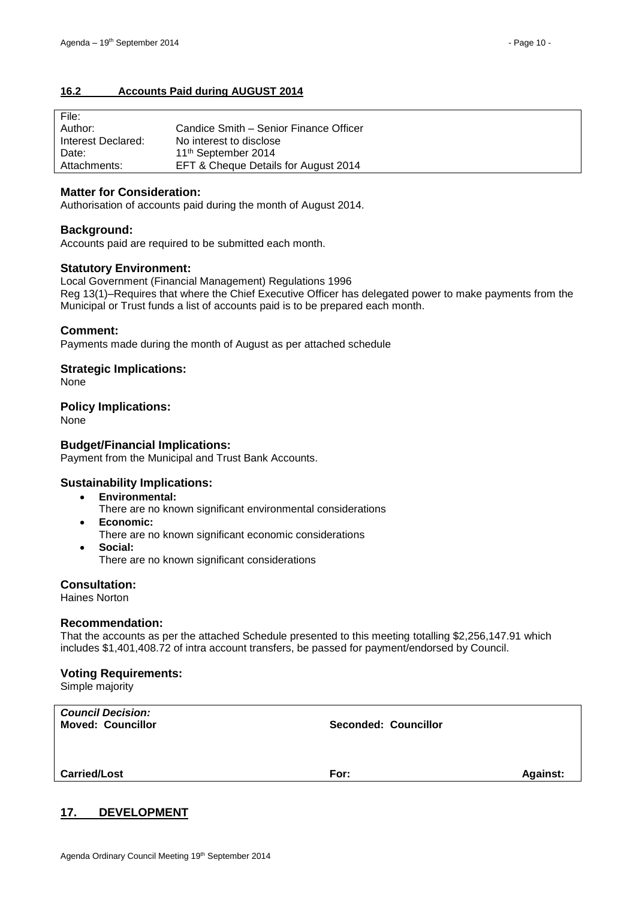## 16.2 Accounts Paid during AUGUST 2014

| | |
|---|---|
| File: | |
| Author: | Candice Smith – Senior Finance Officer |
| Interest Declared: | No interest to disclose |
| Date: | 11th September 2014 |
| Attachments: | EFT & Cheque Details for August 2014 |

### Matter for Consideration:

Authorisation of accounts paid during the month of August 2014.

### Background:

Accounts paid are required to be submitted each month.

### Statutory Environment:

Local Government (Financial Management) Regulations 1996
Reg 13(1)–Requires that where the Chief Executive Officer has delegated power to make payments from the Municipal or Trust funds a list of accounts paid is to be prepared each month.

### Comment:

Payments made during the month of August as per attached schedule

### Strategic Implications:

None

### Policy Implications:

None

### Budget/Financial Implications:

Payment from the Municipal and Trust Bank Accounts.

### Sustainability Implications:

- **Environmental:**
  There are no known significant environmental considerations
- **Economic:**
  There are no known significant economic considerations
- **Social:**
  There are no known significant considerations

### Consultation:

Haines Norton

### Recommendation:

That the accounts as per the attached Schedule presented to this meeting totalling $2,256,147.91 which includes $1,401,408.72 of intra account transfers, be passed for payment/endorsed by Council.

### Voting Requirements:

Simple majority

| | | |
|---|---|---|
| ***Council Decision:*** **Moved: Councillor** | **Seconded: Councillor** | |
| **Carried/Lost** | **For:** | **Against:** |

## 17. DEVELOPMENT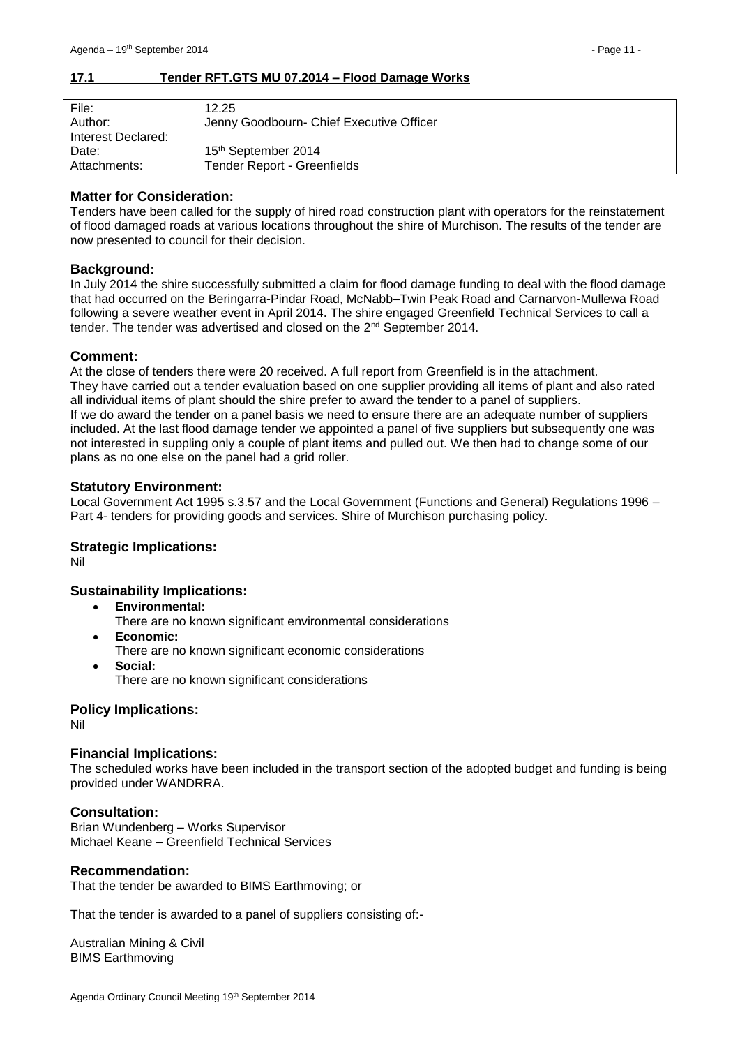## 17.1 Tender RFT.GTS MU 07.2014 – Flood Damage Works

| File: | 12.25 |
| --- | --- |
| Author: | Jenny Goodbourn- Chief Executive Officer |
| Interest Declared: | |
| Date: | 15th September 2014 |
| Attachments: | Tender Report - Greenfields |

### Matter for Consideration:

Tenders have been called for the supply of hired road construction plant with operators for the reinstatement of flood damaged roads at various locations throughout the shire of Murchison. The results of the tender are now presented to council for their decision.

### Background:

In July 2014 the shire successfully submitted a claim for flood damage funding to deal with the flood damage that had occurred on the Beringarra-Pindar Road, McNabb–Twin Peak Road and Carnarvon-Mullewa Road following a severe weather event in April 2014. The shire engaged Greenfield Technical Services to call a tender. The tender was advertised and closed on the 2nd September 2014.

### Comment:

At the close of tenders there were 20 received. A full report from Greenfield is in the attachment. They have carried out a tender evaluation based on one supplier providing all items of plant and also rated all individual items of plant should the shire prefer to award the tender to a panel of suppliers. If we do award the tender on a panel basis we need to ensure there are an adequate number of suppliers included. At the last flood damage tender we appointed a panel of five suppliers but subsequently one was not interested in suppling only a couple of plant items and pulled out. We then had to change some of our plans as no one else on the panel had a grid roller.

### Statutory Environment:

Local Government Act 1995 s.3.57 and the Local Government (Functions and General) Regulations 1996 – Part 4- tenders for providing goods and services. Shire of Murchison purchasing policy.

### Strategic Implications:

Nil

### Sustainability Implications:

- **Environmental:**
  There are no known significant environmental considerations
- **Economic:**
  There are no known significant economic considerations
- **Social:**
  There are no known significant considerations

### Policy Implications:

Nil

### Financial Implications:

The scheduled works have been included in the transport section of the adopted budget and funding is being provided under WANDRRA.

### Consultation:

Brian Wundenberg – Works Supervisor
Michael Keane – Greenfield Technical Services

### Recommendation:

That the tender be awarded to BIMS Earthmoving; or

That the tender is awarded to a panel of suppliers consisting of:-

Australian Mining & Civil
BIMS Earthmoving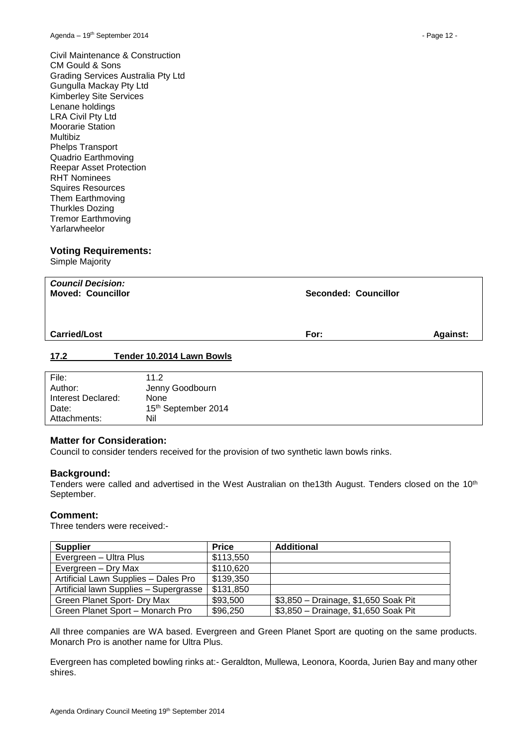Civil Maintenance & Construction
CM Gould & Sons
Grading Services Australia Pty Ltd
Gungulla Mackay Pty Ltd
Kimberley Site Services
Lenane holdings
LRA Civil Pty Ltd
Moorarie Station
Multibiz
Phelps Transport
Quadrio Earthmoving
Reepar Asset Protection
RHT Nominees
Squires Resources
Them Earthmoving
Thurkles Dozing
Tremor Earthmoving
Yarlarwheelor

### Voting Requirements:

Simple Majority

| ***Council Decision:*** **Moved: Councillor** | **Seconded: Councillor** | |
|---|---|---|
| **Carried/Lost** | **For:** | **Against:** |

## 17.2 Tender 10.2014 Lawn Bowls

| | |
|---|---|
| File: | 11.2 |
| Author: | Jenny Goodbourn |
| Interest Declared: | None |
| Date: | 15th September 2014 |
| Attachments: | Nil |

### Matter for Consideration:

Council to consider tenders received for the provision of two synthetic lawn bowls rinks.

### Background:

Tenders were called and advertised in the West Australian on the13th August. Tenders closed on the 10th September.

### Comment:

Three tenders were received:-

| Supplier | Price | Additional |
|---|---|---|
| Evergreen – Ultra Plus | $113,550 | |
| Evergreen – Dry Max | $110,620 | |
| Artificial Lawn Supplies – Dales Pro | $139,350 | |
| Artificial lawn Supplies – Supergrasse | $131,850 | |
| Green Planet Sport- Dry Max | $93,500 | $3,850 – Drainage, $1,650 Soak Pit |
| Green Planet Sport – Monarch Pro | $96,250 | $3,850 – Drainage, $1,650 Soak Pit |

All three companies are WA based. Evergreen and Green Planet Sport are quoting on the same products. Monarch Pro is another name for Ultra Plus.

Evergreen has completed bowling rinks at:- Geraldton, Mullewa, Leonora, Koorda, Jurien Bay and many other shires.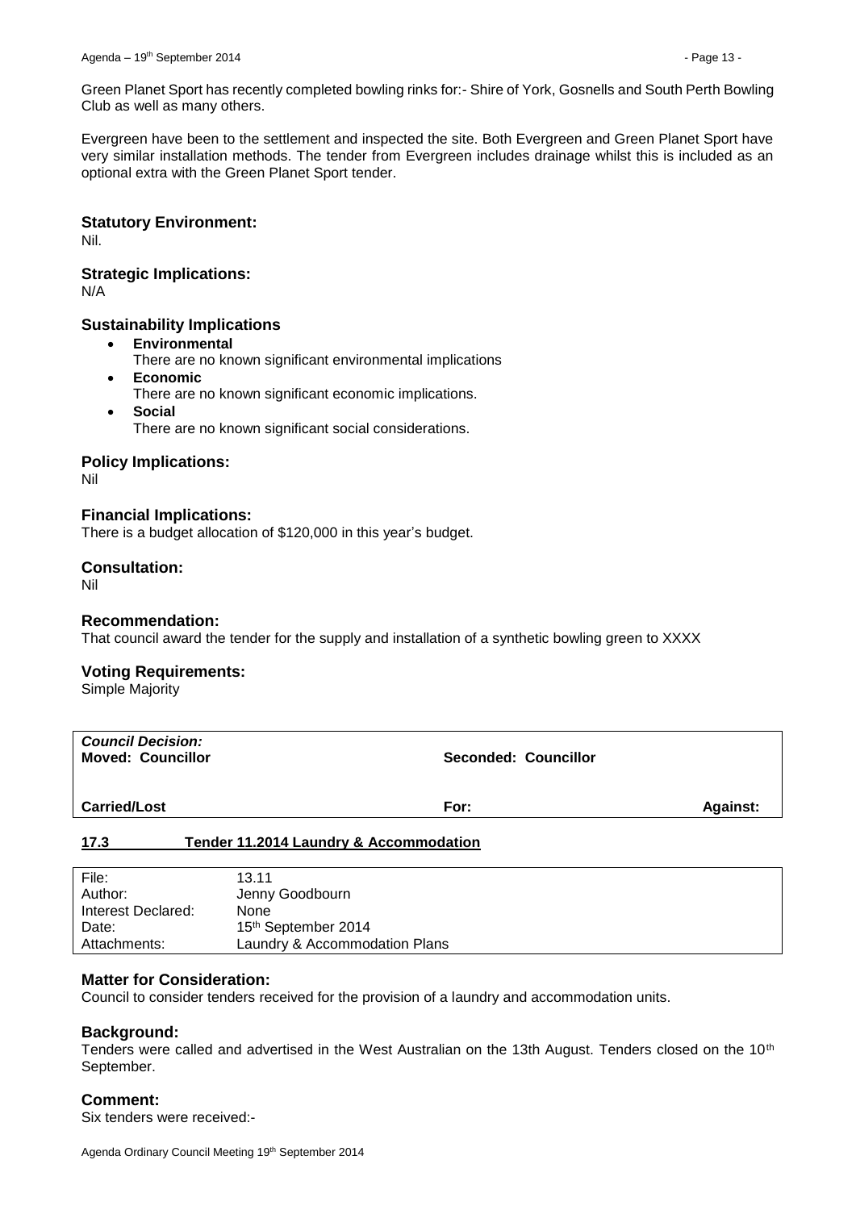Green Planet Sport has recently completed bowling rinks for:- Shire of York, Gosnells and South Perth Bowling Club as well as many others.

Evergreen have been to the settlement and inspected the site. Both Evergreen and Green Planet Sport have very similar installation methods. The tender from Evergreen includes drainage whilst this is included as an optional extra with the Green Planet Sport tender.

### Statutory Environment:

Nil.

### Strategic Implications:

N/A

### Sustainability Implications

- **Environmental**
  There are no known significant environmental implications
- **Economic**
  There are no known significant economic implications.
- **Social**
  There are no known significant social considerations.

### Policy Implications:

Nil

### Financial Implications:

There is a budget allocation of $120,000 in this year's budget.

### Consultation:

Nil

### Recommendation:

That council award the tender for the supply and installation of a synthetic bowling green to XXXX

### Voting Requirements:

Simple Majority

| ***Council Decision:*** **Moved: Councillor** | **Seconded: Councillor** | |
|---|---|---|
| **Carried/Lost** | **For:** | **Against:** |

## 17.3 Tender 11.2014 Laundry & Accommodation

| | |
|---|---|
| File: | 13.11 |
| Author: | Jenny Goodbourn |
| Interest Declared: | None |
| Date: | 15th September 2014 |
| Attachments: | Laundry & Accommodation Plans |

### Matter for Consideration:

Council to consider tenders received for the provision of a laundry and accommodation units.

### Background:

Tenders were called and advertised in the West Australian on the 13th August. Tenders closed on the 10th September.

### Comment:

Six tenders were received:-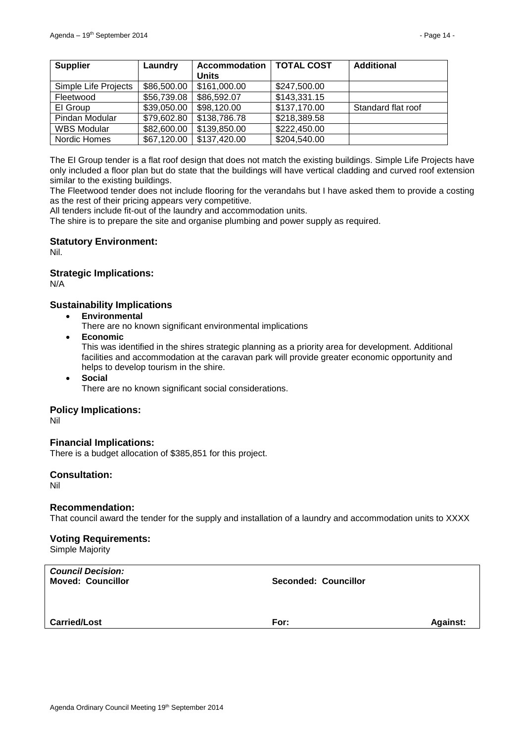| Supplier | Laundry | Accommodation Units | TOTAL COST | Additional |
|---|---|---|---|---|
| Simple Life Projects | $86,500.00 | $161,000.00 | $247,500.00 | |
| Fleetwood | $56,739.08 | $86,592.07 | $143,331.15 | |
| EI Group | $39,050.00 | $98,120.00 | $137,170.00 | Standard flat roof |
| Pindan Modular | $79,602.80 | $138,786.78 | $218,389.58 | |
| WBS Modular | $82,600.00 | $139,850.00 | $222,450.00 | |
| Nordic Homes | $67,120.00 | $137,420.00 | $204,540.00 | |

The EI Group tender is a flat roof design that does not match the existing buildings. Simple Life Projects have only included a floor plan but do state that the buildings will have vertical cladding and curved roof extension similar to the existing buildings.
The Fleetwood tender does not include flooring for the verandahs but I have asked them to provide a costing as the rest of their pricing appears very competitive.
All tenders include fit-out of the laundry and accommodation units.
The shire is to prepare the site and organise plumbing and power supply as required.

### Statutory Environment:
Nil.

### Strategic Implications:
N/A

### Sustainability Implications

- **Environmental**
  There are no known significant environmental implications
- **Economic**
  This was identified in the shires strategic planning as a priority area for development. Additional facilities and accommodation at the caravan park will provide greater economic opportunity and helps to develop tourism in the shire.
- **Social**
  There are no known significant social considerations.

### Policy Implications:
Nil

### Financial Implications:
There is a budget allocation of $385,851 for this project.

### Consultation:
Nil

### Recommendation:
That council award the tender for the supply and installation of a laundry and accommodation units to XXXX

### Voting Requirements:
Simple Majority

| ***Council Decision:*** | | |
|---|---|---|
| **Moved: Councillor** | **Seconded: Councillor** | |
| **Carried/Lost** | **For:** | **Against:** |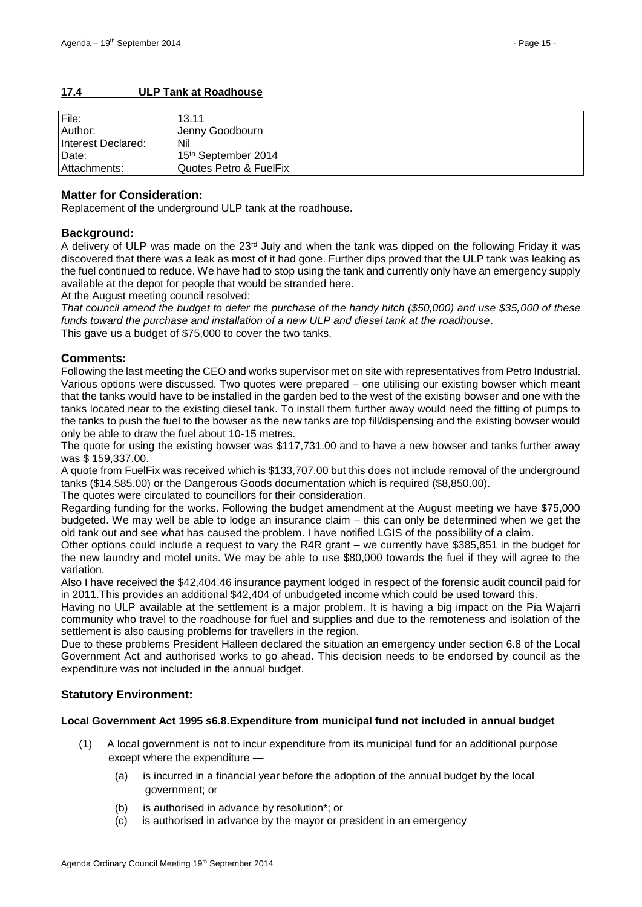## 17.4 ULP Tank at Roadhouse

| File: | 13.11 |
|---|---|
| Author: | Jenny Goodbourn |
| Interest Declared: | Nil |
| Date: | 15th September 2014 |
| Attachments: | Quotes Petro & FuelFix |

### Matter for Consideration:

Replacement of the underground ULP tank at the roadhouse.

### Background:

A delivery of ULP was made on the 23rd July and when the tank was dipped on the following Friday it was discovered that there was a leak as most of it had gone. Further dips proved that the ULP tank was leaking as the fuel continued to reduce. We have had to stop using the tank and currently only have an emergency supply available at the depot for people that would be stranded here.

At the August meeting council resolved:

*That council amend the budget to defer the purchase of the handy hitch ($50,000) and use $35,000 of these funds toward the purchase and installation of a new ULP and diesel tank at the roadhouse*.

This gave us a budget of $75,000 to cover the two tanks.

### Comments:

Following the last meeting the CEO and works supervisor met on site with representatives from Petro Industrial. Various options were discussed. Two quotes were prepared – one utilising our existing bowser which meant that the tanks would have to be installed in the garden bed to the west of the existing bowser and one with the tanks located near to the existing diesel tank. To install them further away would need the fitting of pumps to the tanks to push the fuel to the bowser as the new tanks are top fill/dispensing and the existing bowser would only be able to draw the fuel about 10-15 metres.

The quote for using the existing bowser was $117,731.00 and to have a new bowser and tanks further away was $ 159,337.00.

A quote from FuelFix was received which is $133,707.00 but this does not include removal of the underground tanks ($14,585.00) or the Dangerous Goods documentation which is required ($8,850.00).

The quotes were circulated to councillors for their consideration.

Regarding funding for the works. Following the budget amendment at the August meeting we have $75,000 budgeted. We may well be able to lodge an insurance claim – this can only be determined when we get the old tank out and see what has caused the problem. I have notified LGIS of the possibility of a claim.

Other options could include a request to vary the R4R grant – we currently have $385,851 in the budget for the new laundry and motel units. We may be able to use $80,000 towards the fuel if they will agree to the variation.

Also I have received the $42,404.46 insurance payment lodged in respect of the forensic audit council paid for in 2011.This provides an additional $42,404 of unbudgeted income which could be used toward this.

Having no ULP available at the settlement is a major problem. It is having a big impact on the Pia Wajarri community who travel to the roadhouse for fuel and supplies and due to the remoteness and isolation of the settlement is also causing problems for travellers in the region.

Due to these problems President Halleen declared the situation an emergency under section 6.8 of the Local Government Act and authorised works to go ahead. This decision needs to be endorsed by council as the expenditure was not included in the annual budget.

### Statutory Environment:

**Local Government Act 1995 s6.8.Expenditure from municipal fund not included in annual budget**

(1) A local government is not to incur expenditure from its municipal fund for an additional purpose except where the expenditure —

  (a) is incurred in a financial year before the adoption of the annual budget by the local government; or

  (b) is authorised in advance by resolution*; or

  (c) is authorised in advance by the mayor or president in an emergency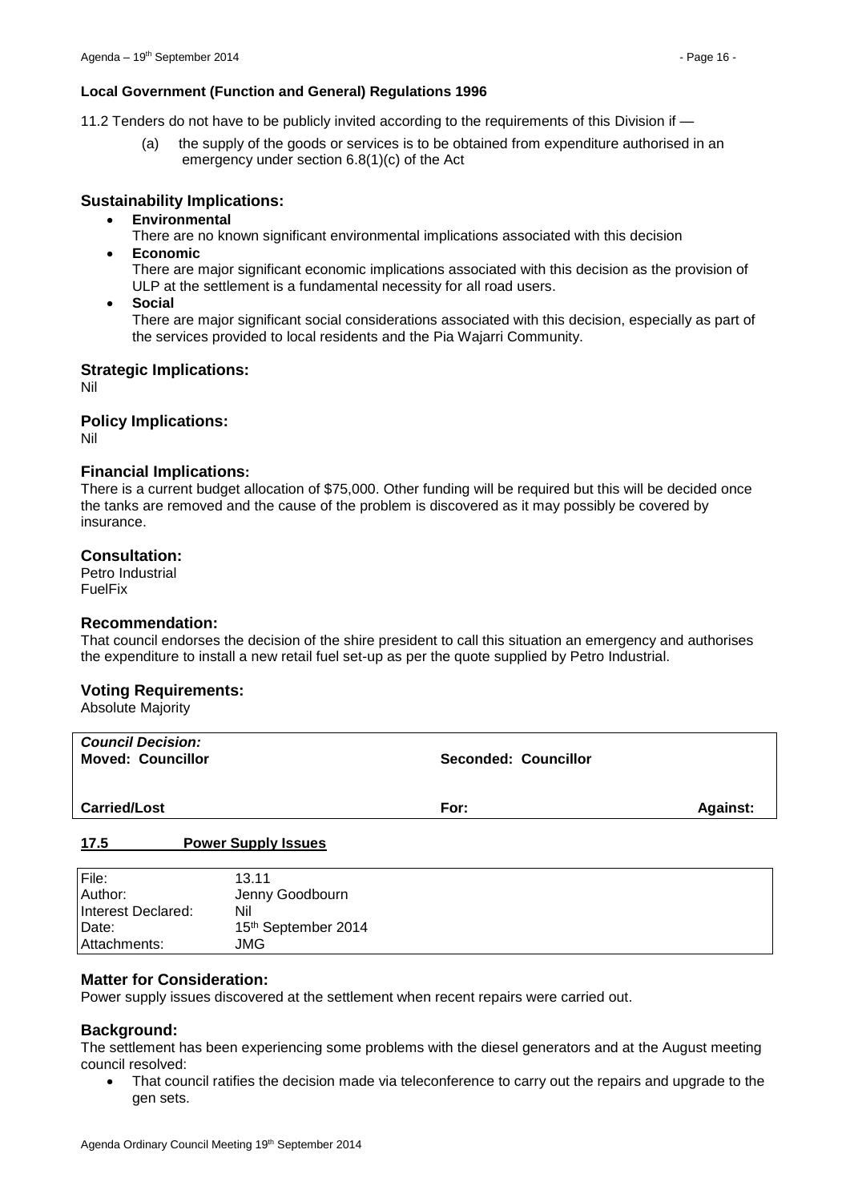**Local Government (Function and General) Regulations 1996**

11.2 Tenders do not have to be publicly invited according to the requirements of this Division if —

(a) the supply of the goods or services is to be obtained from expenditure authorised in an emergency under section 6.8(1)(c) of the Act

### Sustainability Implications:

- **Environmental**
  There are no known significant environmental implications associated with this decision
- **Economic**
  There are major significant economic implications associated with this decision as the provision of ULP at the settlement is a fundamental necessity for all road users.
- **Social**
  There are major significant social considerations associated with this decision, especially as part of the services provided to local residents and the Pia Wajarri Community.

### Strategic Implications:

Nil

### Policy Implications:

Nil

### Financial Implications:

There is a current budget allocation of $75,000. Other funding will be required but this will be decided once the tanks are removed and the cause of the problem is discovered as it may possibly be covered by insurance.

### Consultation:

Petro Industrial
FuelFix

### Recommendation:

That council endorses the decision of the shire president to call this situation an emergency and authorises the expenditure to install a new retail fuel set-up as per the quote supplied by Petro Industrial.

### Voting Requirements:

Absolute Majority

| ***Council Decision:*** **Moved: Councillor** | **Seconded: Councillor** | |
|---|---|---|
| **Carried/Lost** | **For:** | **Against:** |

## 17.5 Power Supply Issues

| | |
|---|---|
| File: | 13.11 |
| Author: | Jenny Goodbourn |
| Interest Declared: | Nil |
| Date: | 15th September 2014 |
| Attachments: | JMG |

### Matter for Consideration:

Power supply issues discovered at the settlement when recent repairs were carried out.

### Background:

The settlement has been experiencing some problems with the diesel generators and at the August meeting council resolved:

- That council ratifies the decision made via teleconference to carry out the repairs and upgrade to the gen sets.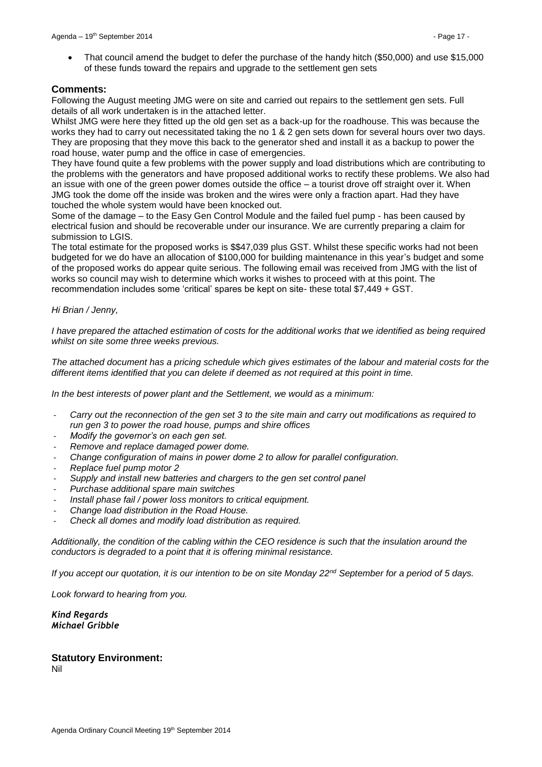- That council amend the budget to defer the purchase of the handy hitch ($50,000) and use $15,000 of these funds toward the repairs and upgrade to the settlement gen sets

## Comments:

Following the August meeting JMG were on site and carried out repairs to the settlement gen sets. Full details of all work undertaken is in the attached letter.

Whilst JMG were here they fitted up the old gen set as a back-up for the roadhouse. This was because the works they had to carry out necessitated taking the no 1 & 2 gen sets down for several hours over two days. They are proposing that they move this back to the generator shed and install it as a backup to power the road house, water pump and the office in case of emergencies.

They have found quite a few problems with the power supply and load distributions which are contributing to the problems with the generators and have proposed additional works to rectify these problems. We also had an issue with one of the green power domes outside the office – a tourist drove off straight over it. When JMG took the dome off the inside was broken and the wires were only a fraction apart. Had they have touched the whole system would have been knocked out.

Some of the damage – to the Easy Gen Control Module and the failed fuel pump - has been caused by electrical fusion and should be recoverable under our insurance. We are currently preparing a claim for submission to LGIS.

The total estimate for the proposed works is $$47,039 plus GST. Whilst these specific works had not been budgeted for we do have an allocation of $100,000 for building maintenance in this year's budget and some of the proposed works do appear quite serious. The following email was received from JMG with the list of works so council may wish to determine which works it wishes to proceed with at this point. The recommendation includes some 'critical' spares be kept on site- these total $7,449 + GST.

*Hi Brian / Jenny,*

*I have prepared the attached estimation of costs for the additional works that we identified as being required whilst on site some three weeks previous.*

*The attached document has a pricing schedule which gives estimates of the labour and material costs for the different items identified that you can delete if deemed as not required at this point in time.*

*In the best interests of power plant and the Settlement, we would as a minimum:*

- *Carry out the reconnection of the gen set 3 to the site main and carry out modifications as required to run gen 3 to power the road house, pumps and shire offices*
- *Modify the governor's on each gen set.*
- *Remove and replace damaged power dome.*
- *Change configuration of mains in power dome 2 to allow for parallel configuration.*
- *Replace fuel pump motor 2*
- *Supply and install new batteries and chargers to the gen set control panel*
- *Purchase additional spare main switches*
- *Install phase fail / power loss monitors to critical equipment.*
- *Change load distribution in the Road House.*
- *Check all domes and modify load distribution as required.*

*Additionally, the condition of the cabling within the CEO residence is such that the insulation around the conductors is degraded to a point that it is offering minimal resistance.*

*If you accept our quotation, it is our intention to be on site Monday 22nd September for a period of 5 days.*

*Look forward to hearing from you.*

***Kind Regards***
***Michael Gribble***

## Statutory Environment:

Nil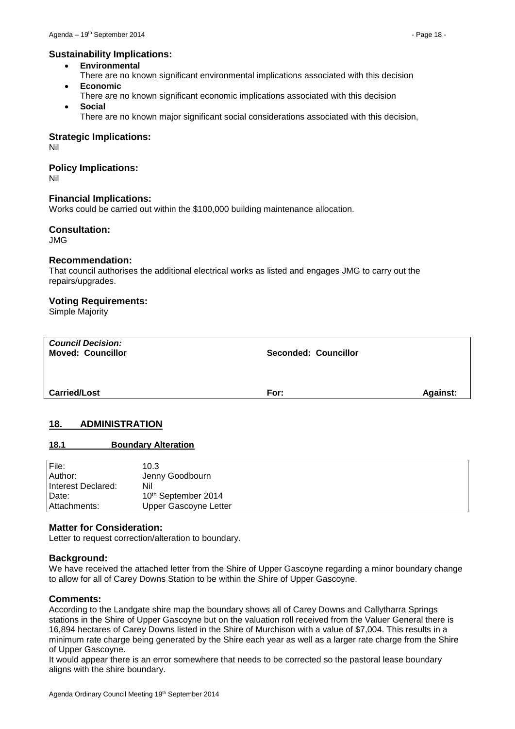## Sustainability Implications:

- **Environmental**
  There are no known significant environmental implications associated with this decision
- **Economic**
  There are no known significant economic implications associated with this decision
- **Social**
  There are no known major significant social considerations associated with this decision,

## Strategic Implications:

Nil

## Policy Implications:

Nil

## Financial Implications:

Works could be carried out within the $100,000 building maintenance allocation.

## Consultation:

JMG

## Recommendation:

That council authorises the additional electrical works as listed and engages JMG to carry out the repairs/upgrades.

## Voting Requirements:

Simple Majority

| ***Council Decision:*** **Moved: Councillor** | **Seconded: Councillor** | |
|---|---|---|
| **Carried/Lost** | **For:** | **Against:** |

# 18. ADMINISTRATION

## 18.1 Boundary Alteration

| | |
|---|---|
| File: | 10.3 |
| Author: | Jenny Goodbourn |
| Interest Declared: | Nil |
| Date: | 10th September 2014 |
| Attachments: | Upper Gascoyne Letter |

## Matter for Consideration:

Letter to request correction/alteration to boundary.

## Background:

We have received the attached letter from the Shire of Upper Gascoyne regarding a minor boundary change to allow for all of Carey Downs Station to be within the Shire of Upper Gascoyne.

## Comments:

According to the Landgate shire map the boundary shows all of Carey Downs and Callytharra Springs stations in the Shire of Upper Gascoyne but on the valuation roll received from the Valuer General there is 16,894 hectares of Carey Downs listed in the Shire of Murchison with a value of $7,004. This results in a minimum rate charge being generated by the Shire each year as well as a larger rate charge from the Shire of Upper Gascoyne.

It would appear there is an error somewhere that needs to be corrected so the pastoral lease boundary aligns with the shire boundary.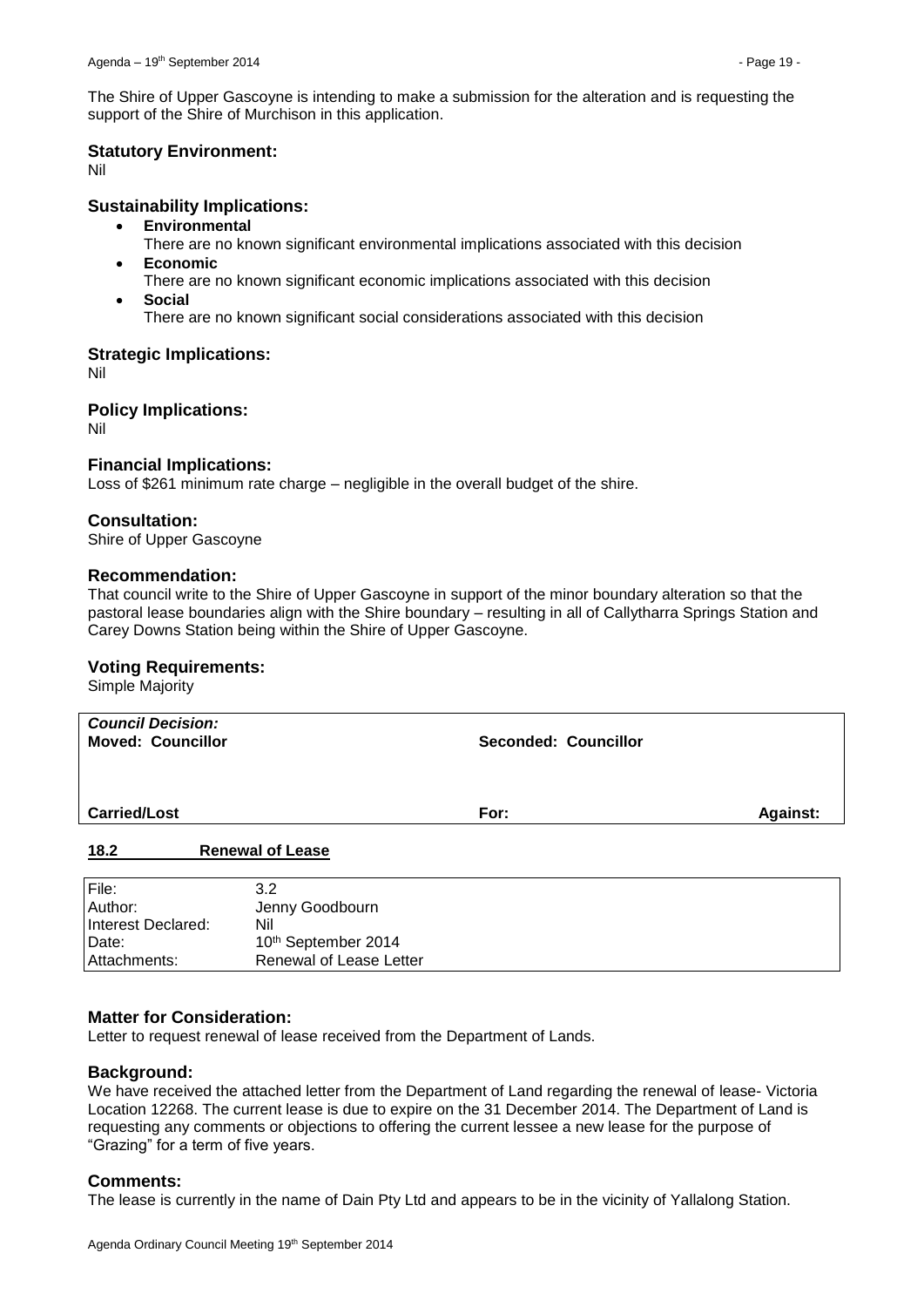The Shire of Upper Gascoyne is intending to make a submission for the alteration and is requesting the support of the Shire of Murchison in this application.

### Statutory Environment:

Nil

### Sustainability Implications:

- **Environmental**
  There are no known significant environmental implications associated with this decision
- **Economic**
  There are no known significant economic implications associated with this decision
- **Social**
  There are no known significant social considerations associated with this decision

### Strategic Implications:

Nil

### Policy Implications:

Nil

### Financial Implications:

Loss of $261 minimum rate charge – negligible in the overall budget of the shire.

### Consultation:

Shire of Upper Gascoyne

### Recommendation:

That council write to the Shire of Upper Gascoyne in support of the minor boundary alteration so that the pastoral lease boundaries align with the Shire boundary – resulting in all of Callytharra Springs Station and Carey Downs Station being within the Shire of Upper Gascoyne.

### Voting Requirements:

Simple Majority

| ***Council Decision:*** **Moved: Councillor** | **Seconded: Councillor** | |
|---|---|---|
| **Carried/Lost** | **For:** | **Against:** |

## 18.2 Renewal of Lease

| | |
|---|---|
| File: | 3.2 |
| Author: | Jenny Goodbourn |
| Interest Declared: | Nil |
| Date: | 10th September 2014 |
| Attachments: | Renewal of Lease Letter |

### Matter for Consideration:

Letter to request renewal of lease received from the Department of Lands.

### Background:

We have received the attached letter from the Department of Land regarding the renewal of lease- Victoria Location 12268. The current lease is due to expire on the 31 December 2014. The Department of Land is requesting any comments or objections to offering the current lessee a new lease for the purpose of "Grazing" for a term of five years.

### Comments:

The lease is currently in the name of Dain Pty Ltd and appears to be in the vicinity of Yallalong Station.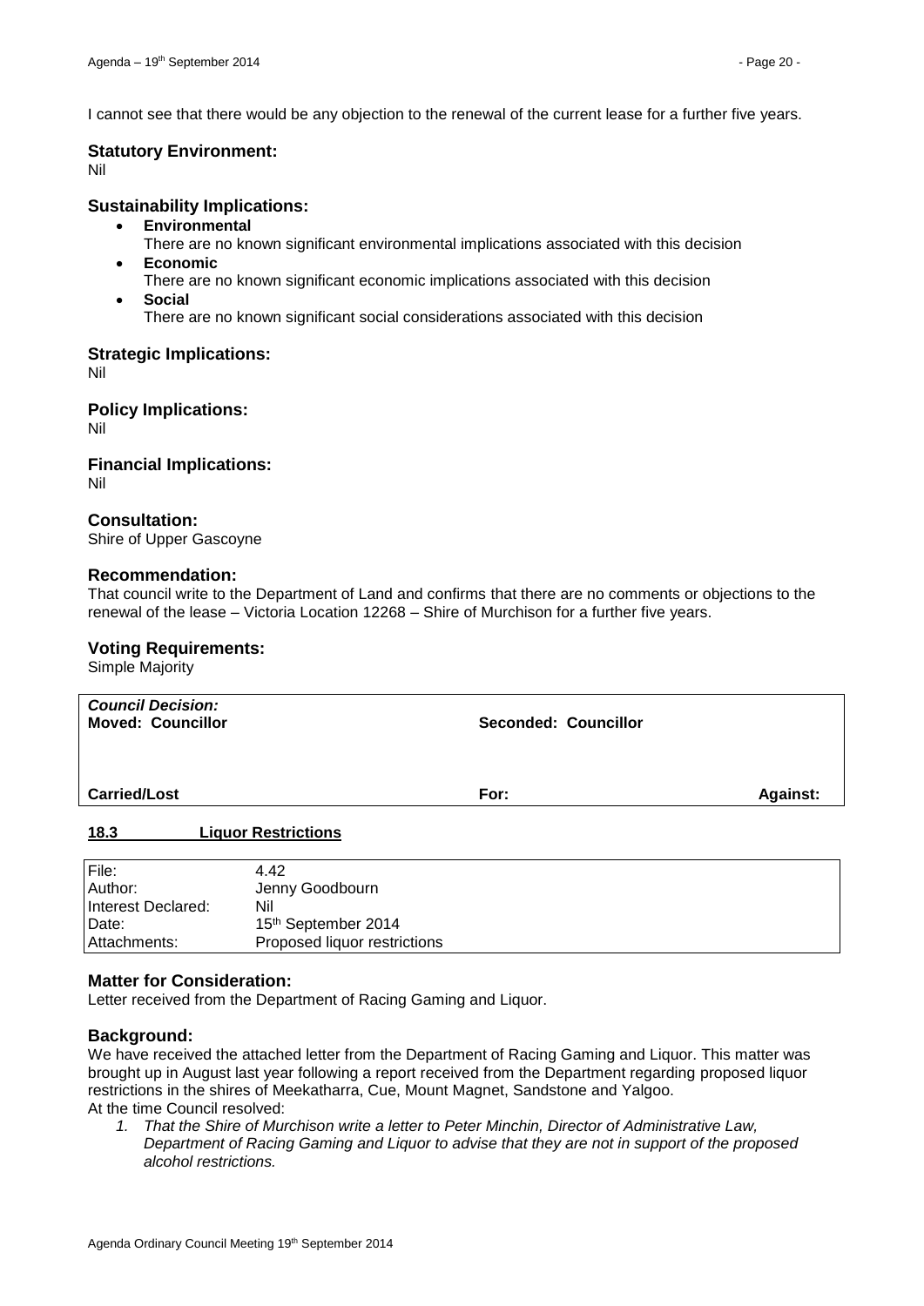I cannot see that there would be any objection to the renewal of the current lease for a further five years.

### Statutory Environment:

Nil

### Sustainability Implications:

- **Environmental**
  There are no known significant environmental implications associated with this decision
- **Economic**
  There are no known significant economic implications associated with this decision
- **Social**
  There are no known significant social considerations associated with this decision

### Strategic Implications:

Nil

### Policy Implications:

Nil

### Financial Implications:

Nil

### Consultation:

Shire of Upper Gascoyne

### Recommendation:

That council write to the Department of Land and confirms that there are no comments or objections to the renewal of the lease – Victoria Location 12268 – Shire of Murchison for a further five years.

### Voting Requirements:

Simple Majority

| ***Council Decision:*** **Moved: Councillor** | **Seconded: Councillor** | |
|---|---|---|
| **Carried/Lost** | **For:** | **Against:** |

## 18.3 Liquor Restrictions

| | |
|---|---|
| File: | 4.42 |
| Author: | Jenny Goodbourn |
| Interest Declared: | Nil |
| Date: | 15th September 2014 |
| Attachments: | Proposed liquor restrictions |

### Matter for Consideration:

Letter received from the Department of Racing Gaming and Liquor.

### Background:

We have received the attached letter from the Department of Racing Gaming and Liquor. This matter was brought up in August last year following a report received from the Department regarding proposed liquor restrictions in the shires of Meekatharra, Cue, Mount Magnet, Sandstone and Yalgoo.
At the time Council resolved:

1. *That the Shire of Murchison write a letter to Peter Minchin, Director of Administrative Law, Department of Racing Gaming and Liquor to advise that they are not in support of the proposed alcohol restrictions.*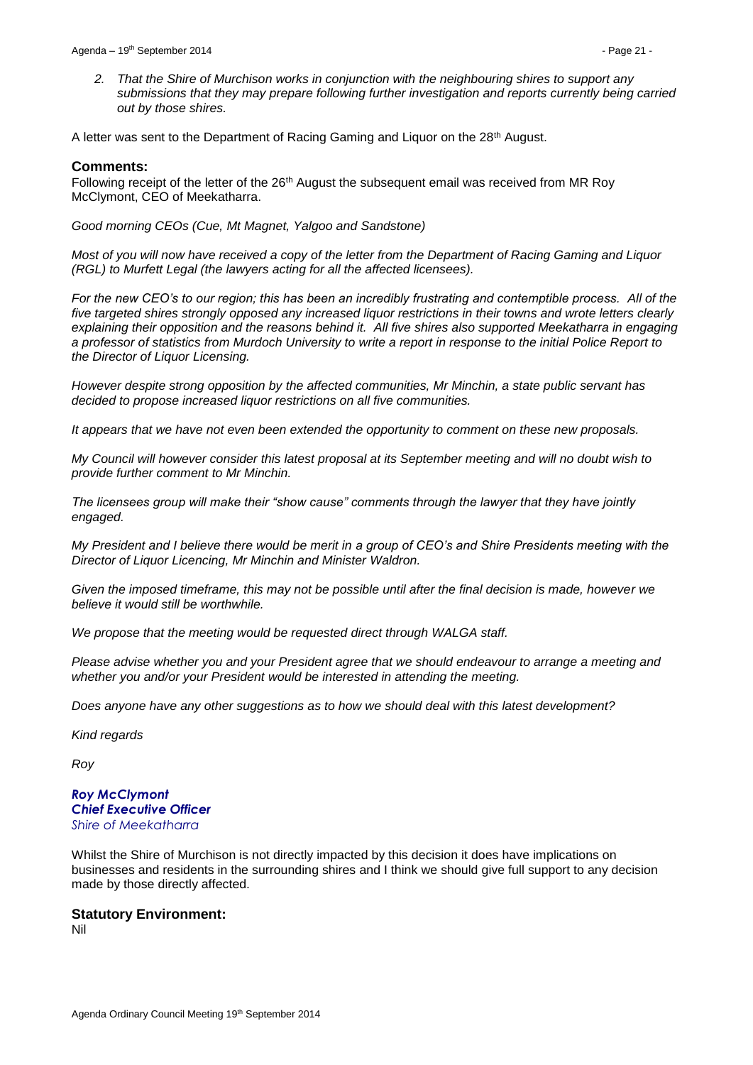2. *That the Shire of Murchison works in conjunction with the neighbouring shires to support any submissions that they may prepare following further investigation and reports currently being carried out by those shires.*

A letter was sent to the Department of Racing Gaming and Liquor on the 28th August.

### Comments:

Following receipt of the letter of the 26th August the subsequent email was received from MR Roy McClymont, CEO of Meekatharra.

*Good morning CEOs (Cue, Mt Magnet, Yalgoo and Sandstone)*

*Most of you will now have received a copy of the letter from the Department of Racing Gaming and Liquor (RGL) to Murfett Legal (the lawyers acting for all the affected licensees).*

*For the new CEO's to our region; this has been an incredibly frustrating and contemptible process. All of the five targeted shires strongly opposed any increased liquor restrictions in their towns and wrote letters clearly explaining their opposition and the reasons behind it. All five shires also supported Meekatharra in engaging a professor of statistics from Murdoch University to write a report in response to the initial Police Report to the Director of Liquor Licensing.*

*However despite strong opposition by the affected communities, Mr Minchin, a state public servant has decided to propose increased liquor restrictions on all five communities.*

*It appears that we have not even been extended the opportunity to comment on these new proposals.*

*My Council will however consider this latest proposal at its September meeting and will no doubt wish to provide further comment to Mr Minchin.*

*The licensees group will make their "show cause" comments through the lawyer that they have jointly engaged.*

*My President and I believe there would be merit in a group of CEO's and Shire Presidents meeting with the Director of Liquor Licencing, Mr Minchin and Minister Waldron.*

*Given the imposed timeframe, this may not be possible until after the final decision is made, however we believe it would still be worthwhile.*

*We propose that the meeting would be requested direct through WALGA staff.*

*Please advise whether you and your President agree that we should endeavour to arrange a meeting and whether you and/or your President would be interested in attending the meeting.*

*Does anyone have any other suggestions as to how we should deal with this latest development?*

*Kind regards*

*Roy*

***Roy McClymont***
***Chief Executive Officer***
*Shire of Meekatharra*

Whilst the Shire of Murchison is not directly impacted by this decision it does have implications on businesses and residents in the surrounding shires and I think we should give full support to any decision made by those directly affected.

### Statutory Environment:

Nil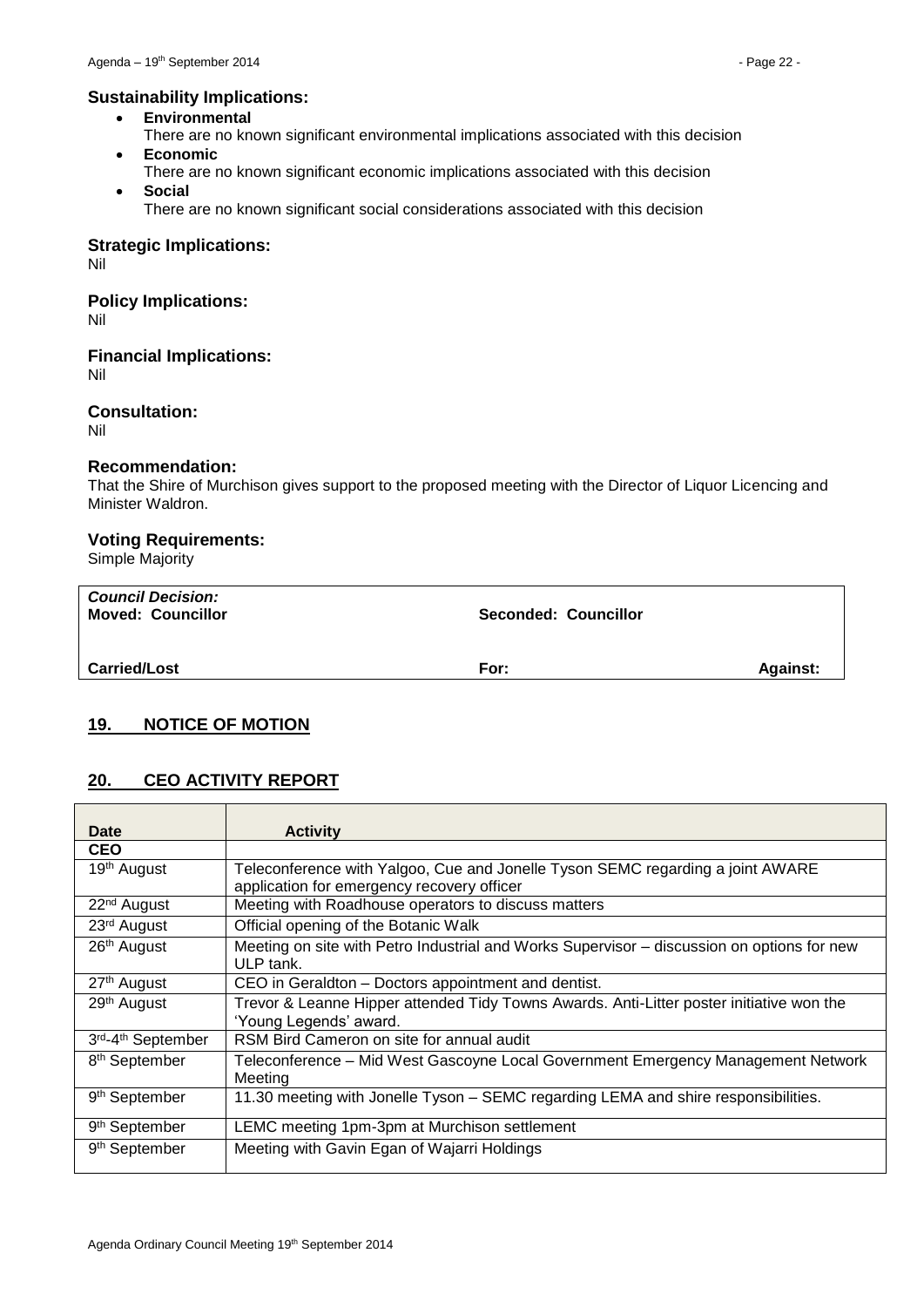### Sustainability Implications:

- **Environmental**
  There are no known significant environmental implications associated with this decision
- **Economic**
  There are no known significant economic implications associated with this decision
- **Social**
  There are no known significant social considerations associated with this decision

### Strategic Implications:

Nil

### Policy Implications:

Nil

### Financial Implications:

Nil

### Consultation:

Nil

### Recommendation:

That the Shire of Murchison gives support to the proposed meeting with the Director of Liquor Licencing and Minister Waldron.

### Voting Requirements:

Simple Majority

| *Council Decision:* | | |
|---|---|---|
| **Moved: Councillor** | **Seconded: Councillor** | |
| **Carried/Lost** | **For:** | **Against:** |

## 19. NOTICE OF MOTION

## 20. CEO ACTIVITY REPORT

| Date | Activity |
|---|---|
| **CEO** | |
| 19th August | Teleconference with Yalgoo, Cue and Jonelle Tyson SEMC regarding a joint AWARE application for emergency recovery officer |
| 22nd August | Meeting with Roadhouse operators to discuss matters |
| 23rd August | Official opening of the Botanic Walk |
| 26th August | Meeting on site with Petro Industrial and Works Supervisor – discussion on options for new ULP tank. |
| 27th August | CEO in Geraldton – Doctors appointment and dentist. |
| 29th August | Trevor & Leanne Hipper attended Tidy Towns Awards. Anti-Litter poster initiative won the 'Young Legends' award. |
| 3rd-4th September | RSM Bird Cameron on site for annual audit |
| 8th September | Teleconference – Mid West Gascoyne Local Government Emergency Management Network Meeting |
| 9th September | 11.30 meeting with Jonelle Tyson – SEMC regarding LEMA and shire responsibilities. |
| 9th September | LEMC meeting 1pm-3pm at Murchison settlement |
| 9th September | Meeting with Gavin Egan of Wajarri Holdings |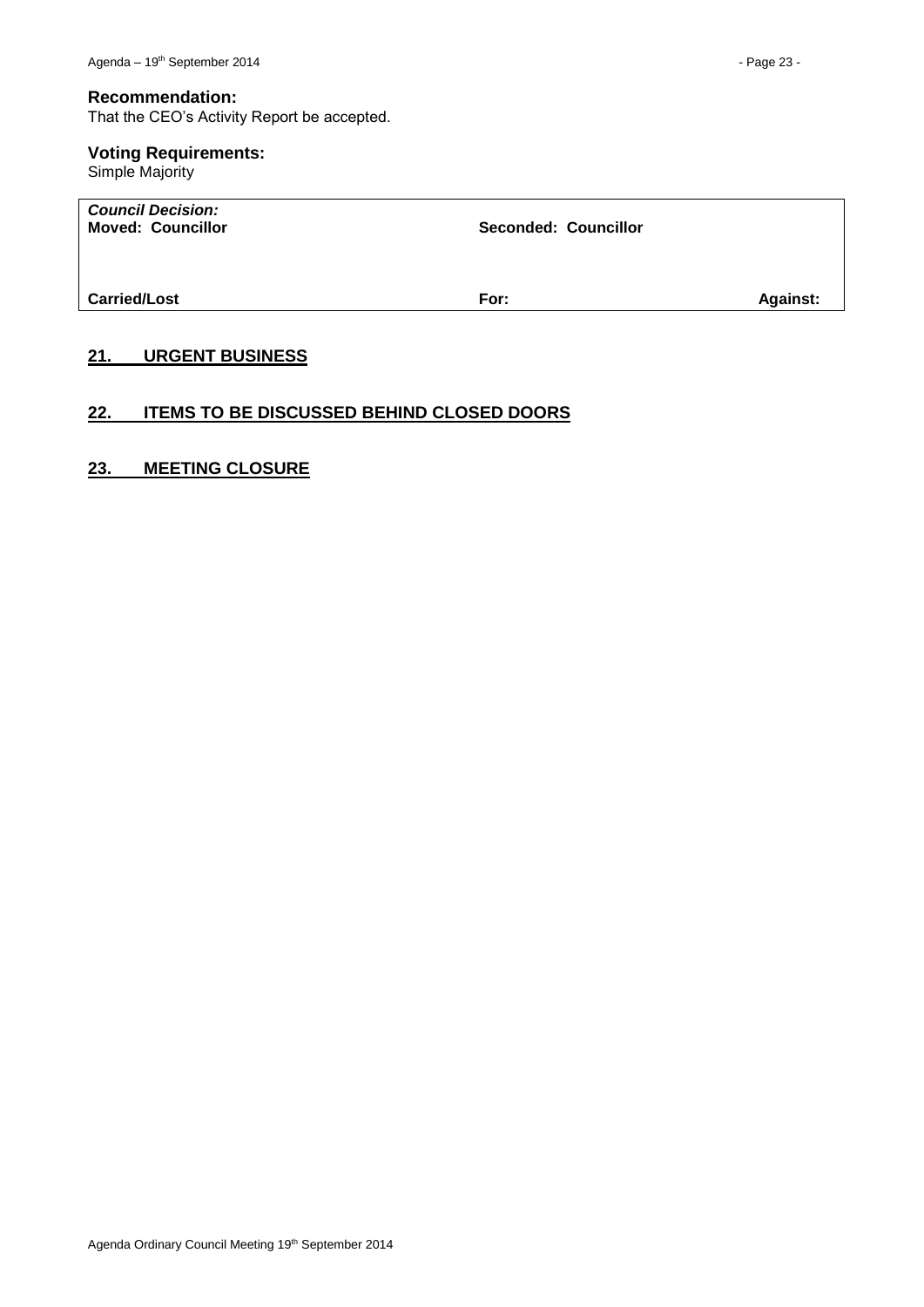**Recommendation:**
That the CEO's Activity Report be accepted.

**Voting Requirements:**
Simple Majority

| | | |
|---|---|---|
| ***Council Decision:*** **Moved: Councillor** | **Seconded: Councillor** | |
| **Carried/Lost** | **For:** | **Against:** |

## 21. URGENT BUSINESS

## 22. ITEMS TO BE DISCUSSED BEHIND CLOSED DOORS

## 23. MEETING CLOSURE